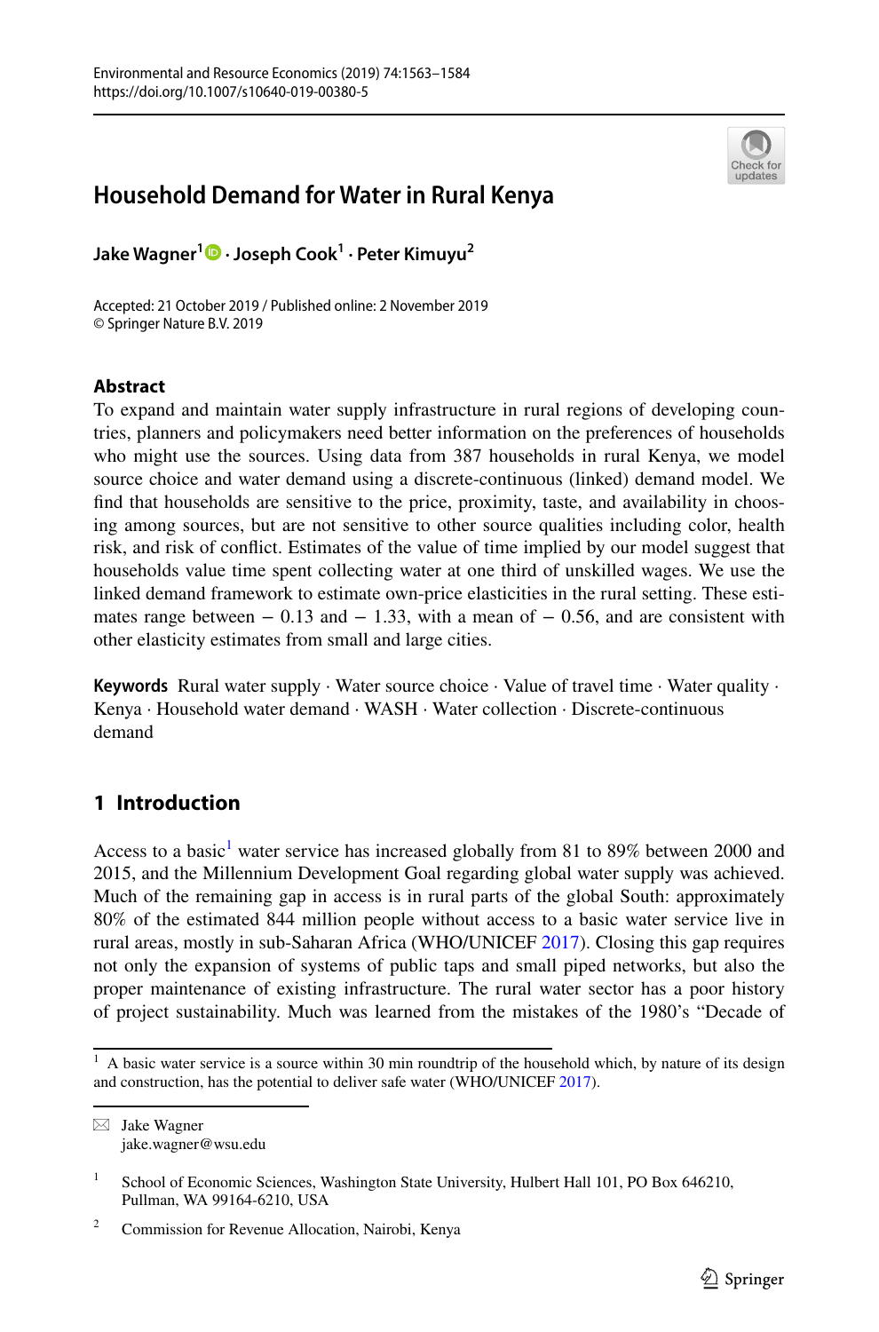# Household Demand for Water in Rural Kenya

**Jake Wagner[1] · Joseph Cook[1] · Peter Kimuyu[2]**

Accepted: 21 October 2019 / Published online: 2 November 2019
© Springer Nature B.V. 2019

## Abstract

To expand and maintain water supply infrastructure in rural regions of developing countries, planners and policymakers need better information on the preferences of households who might use the sources. Using data from 387 households in rural Kenya, we model source choice and water demand using a discrete-continuous (linked) demand model. We find that households are sensitive to the price, proximity, taste, and availability in choosing among sources, but are not sensitive to other source qualities including color, health risk, and risk of conflict. Estimates of the value of time implied by our model suggest that households value time spent collecting water at one third of unskilled wages. We use the linked demand framework to estimate own-price elasticities in the rural setting. These estimates range between − 0.13 and − 1.33, with a mean of − 0.56, and are consistent with other elasticity estimates from small and large cities.

**Keywords** Rural water supply · Water source choice · Value of travel time · Water quality · Kenya · Household water demand · WASH · Water collection · Discrete-continuous demand

## 1 Introduction

Access to a basic[1] water service has increased globally from 81 to 89% between 2000 and 2015, and the Millennium Development Goal regarding global water supply was achieved. Much of the remaining gap in access is in rural parts of the global South: approximately 80% of the estimated 844 million people without access to a basic water service live in rural areas, mostly in sub-Saharan Africa (WHO/UNICEF 2017). Closing this gap requires not only the expansion of systems of public taps and small piped networks, but also the proper maintenance of existing infrastructure. The rural water sector has a poor history of project sustainability. Much was learned from the mistakes of the 1980's "Decade of

[1] A basic water service is a source within 30 min roundtrip of the household which, by nature of its design and construction, has the potential to deliver safe water (WHO/UNICEF 2017).

✉ Jake Wagner
jake.wagner@wsu.edu

[1] School of Economic Sciences, Washington State University, Hulbert Hall 101, PO Box 646210, Pullman, WA 99164-6210, USA

[2] Commission for Revenue Allocation, Nairobi, Kenya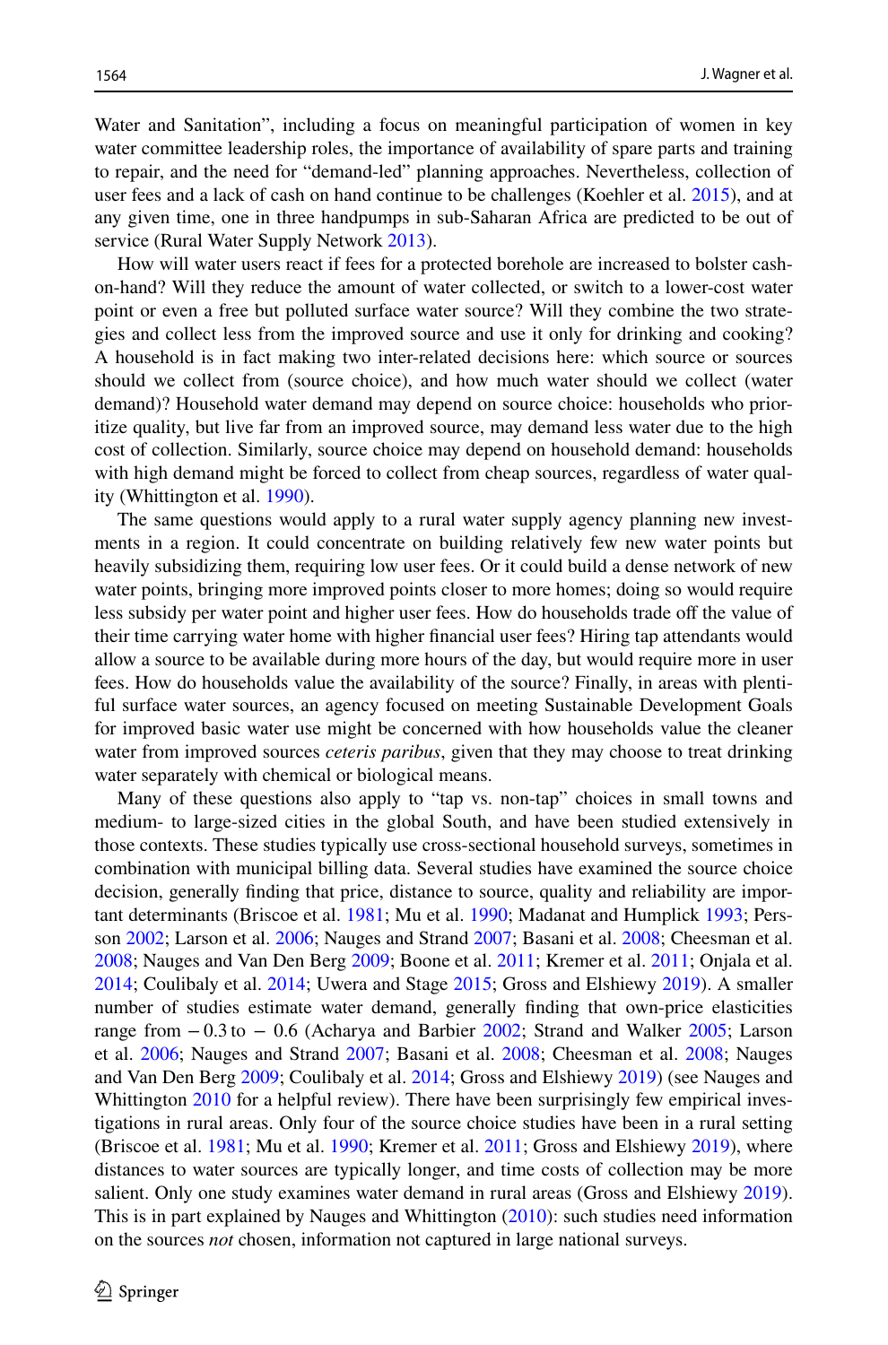Water and Sanitation", including a focus on meaningful participation of women in key water committee leadership roles, the importance of availability of spare parts and training to repair, and the need for "demand-led" planning approaches. Nevertheless, collection of user fees and a lack of cash on hand continue to be challenges (Koehler et al. 2015), and at any given time, one in three handpumps in sub-Saharan Africa are predicted to be out of service (Rural Water Supply Network 2013).

How will water users react if fees for a protected borehole are increased to bolster cash-on-hand? Will they reduce the amount of water collected, or switch to a lower-cost water point or even a free but polluted surface water source? Will they combine the two strategies and collect less from the improved source and use it only for drinking and cooking? A household is in fact making two inter-related decisions here: which source or sources should we collect from (source choice), and how much water should we collect (water demand)? Household water demand may depend on source choice: households who prioritize quality, but live far from an improved source, may demand less water due to the high cost of collection. Similarly, source choice may depend on household demand: households with high demand might be forced to collect from cheap sources, regardless of water quality (Whittington et al. 1990).

The same questions would apply to a rural water supply agency planning new investments in a region. It could concentrate on building relatively few new water points but heavily subsidizing them, requiring low user fees. Or it could build a dense network of new water points, bringing more improved points closer to more homes; doing so would require less subsidy per water point and higher user fees. How do households trade off the value of their time carrying water home with higher financial user fees? Hiring tap attendants would allow a source to be available during more hours of the day, but would require more in user fees. How do households value the availability of the source? Finally, in areas with plentiful surface water sources, an agency focused on meeting Sustainable Development Goals for improved basic water use might be concerned with how households value the cleaner water from improved sources *ceteris paribus*, given that they may choose to treat drinking water separately with chemical or biological means.

Many of these questions also apply to "tap vs. non-tap" choices in small towns and medium- to large-sized cities in the global South, and have been studied extensively in those contexts. These studies typically use cross-sectional household surveys, sometimes in combination with municipal billing data. Several studies have examined the source choice decision, generally finding that price, distance to source, quality and reliability are important determinants (Briscoe et al. 1981; Mu et al. 1990; Madanat and Humplick 1993; Persson 2002; Larson et al. 2006; Nauges and Strand 2007; Basani et al. 2008; Cheesman et al. 2008; Nauges and Van Den Berg 2009; Boone et al. 2011; Kremer et al. 2011; Onjala et al. 2014; Coulibaly et al. 2014; Uwera and Stage 2015; Gross and Elshiewy 2019). A smaller number of studies estimate water demand, generally finding that own-price elasticities range from − 0.3 to − 0.6 (Acharya and Barbier 2002; Strand and Walker 2005; Larson et al. 2006; Nauges and Strand 2007; Basani et al. 2008; Cheesman et al. 2008; Nauges and Van Den Berg 2009; Coulibaly et al. 2014; Gross and Elshiewy 2019) (see Nauges and Whittington 2010 for a helpful review). There have been surprisingly few empirical investigations in rural areas. Only four of the source choice studies have been in a rural setting (Briscoe et al. 1981; Mu et al. 1990; Kremer et al. 2011; Gross and Elshiewy 2019), where distances to water sources are typically longer, and time costs of collection may be more salient. Only one study examines water demand in rural areas (Gross and Elshiewy 2019). This is in part explained by Nauges and Whittington (2010): such studies need information on the sources *not* chosen, information not captured in large national surveys.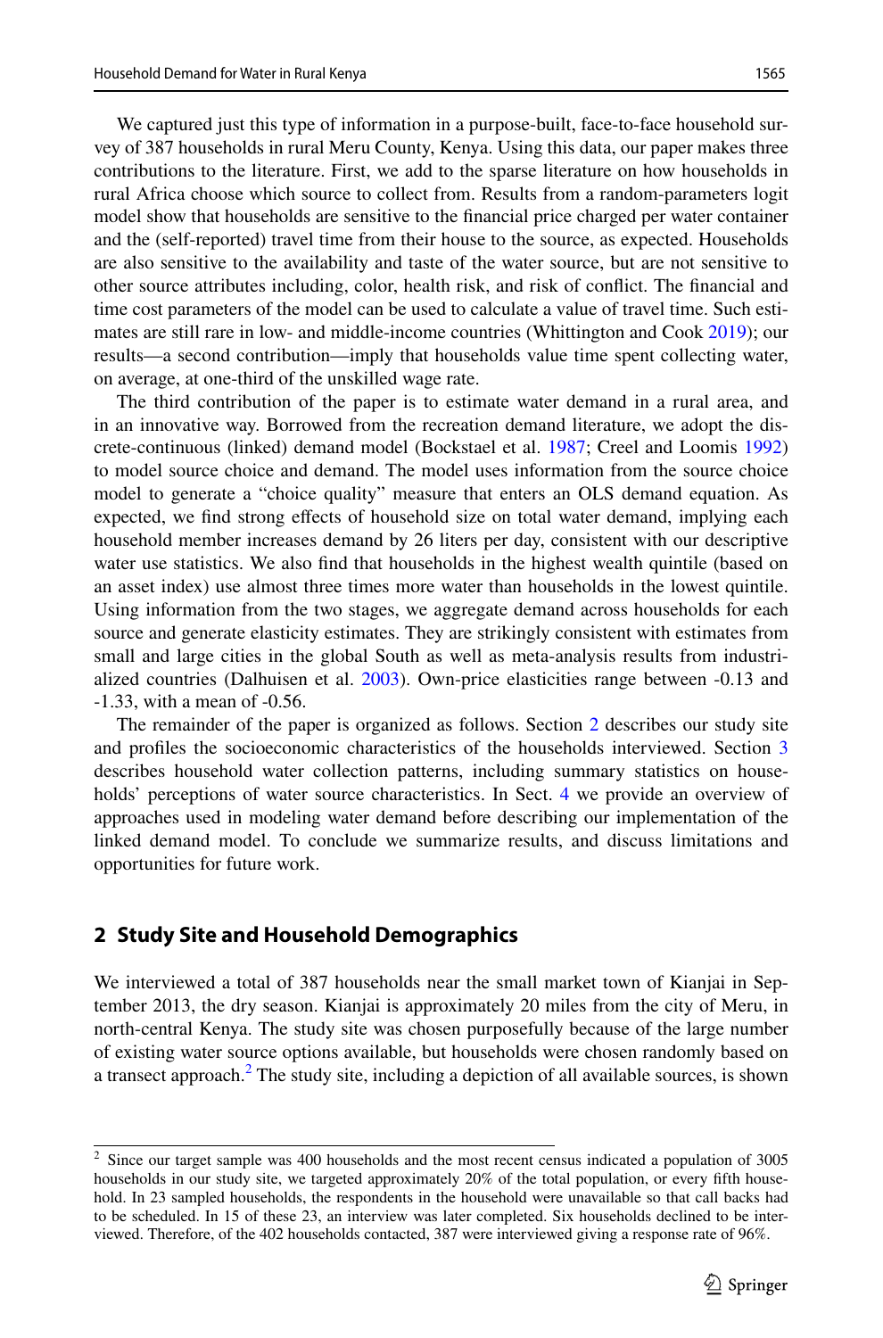We captured just this type of information in a purpose-built, face-to-face household survey of 387 households in rural Meru County, Kenya. Using this data, our paper makes three contributions to the literature. First, we add to the sparse literature on how households in rural Africa choose which source to collect from. Results from a random-parameters logit model show that households are sensitive to the financial price charged per water container and the (self-reported) travel time from their house to the source, as expected. Households are also sensitive to the availability and taste of the water source, but are not sensitive to other source attributes including, color, health risk, and risk of conflict. The financial and time cost parameters of the model can be used to calculate a value of travel time. Such estimates are still rare in low- and middle-income countries (Whittington and Cook 2019); our results—a second contribution—imply that households value time spent collecting water, on average, at one-third of the unskilled wage rate.

The third contribution of the paper is to estimate water demand in a rural area, and in an innovative way. Borrowed from the recreation demand literature, we adopt the discrete-continuous (linked) demand model (Bockstael et al. 1987; Creel and Loomis 1992) to model source choice and demand. The model uses information from the source choice model to generate a "choice quality" measure that enters an OLS demand equation. As expected, we find strong effects of household size on total water demand, implying each household member increases demand by 26 liters per day, consistent with our descriptive water use statistics. We also find that households in the highest wealth quintile (based on an asset index) use almost three times more water than households in the lowest quintile. Using information from the two stages, we aggregate demand across households for each source and generate elasticity estimates. They are strikingly consistent with estimates from small and large cities in the global South as well as meta-analysis results from industrialized countries (Dalhuisen et al. 2003). Own-price elasticities range between -0.13 and -1.33, with a mean of -0.56.

The remainder of the paper is organized as follows. Section 2 describes our study site and profiles the socioeconomic characteristics of the households interviewed. Section 3 describes household water collection patterns, including summary statistics on households' perceptions of water source characteristics. In Sect. 4 we provide an overview of approaches used in modeling water demand before describing our implementation of the linked demand model. To conclude we summarize results, and discuss limitations and opportunities for future work.

## 2 Study Site and Household Demographics

We interviewed a total of 387 households near the small market town of Kianjai in September 2013, the dry season. Kianjai is approximately 20 miles from the city of Meru, in north-central Kenya. The study site was chosen purposefully because of the large number of existing water source options available, but households were chosen randomly based on a transect approach.[2] The study site, including a depiction of all available sources, is shown

[2] Since our target sample was 400 households and the most recent census indicated a population of 3005 households in our study site, we targeted approximately 20% of the total population, or every fifth household. In 23 sampled households, the respondents in the household were unavailable so that call backs had to be scheduled. In 15 of these 23, an interview was later completed. Six households declined to be interviewed. Therefore, of the 402 households contacted, 387 were interviewed giving a response rate of 96%.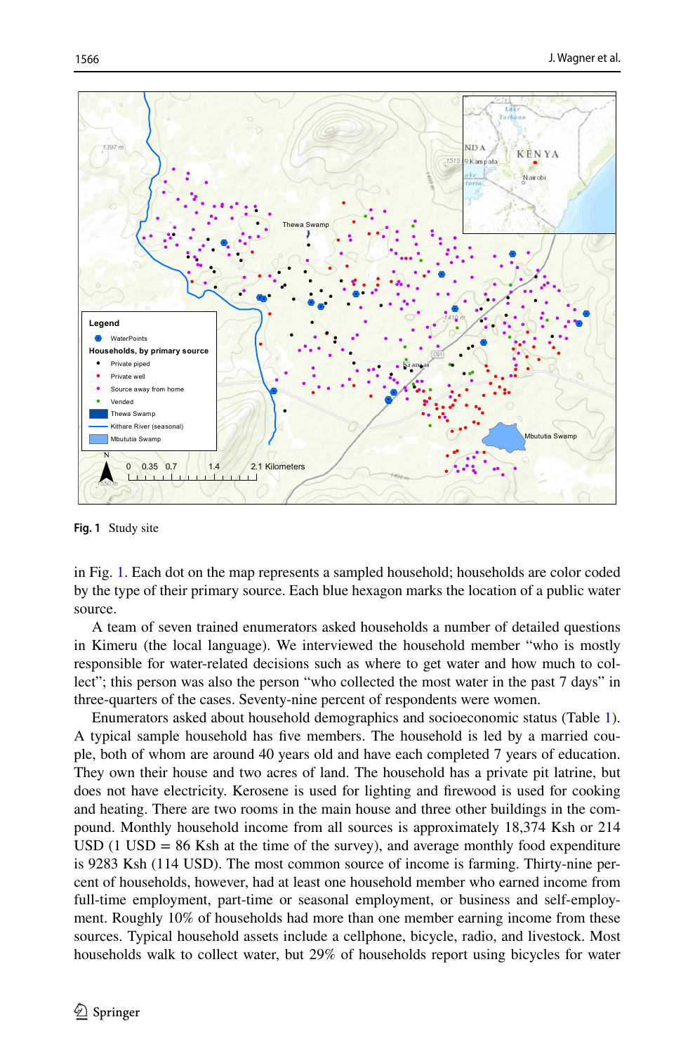Fig. 1 Study site

in Fig. 1. Each dot on the map represents a sampled household; households are color coded by the type of their primary source. Each blue hexagon marks the location of a public water source.

A team of seven trained enumerators asked households a number of detailed questions in Kimeru (the local language). We interviewed the household member "who is mostly responsible for water-related decisions such as where to get water and how much to collect"; this person was also the person "who collected the most water in the past 7 days" in three-quarters of the cases. Seventy-nine percent of respondents were women.

Enumerators asked about household demographics and socioeconomic status (Table 1). A typical sample household has five members. The household is led by a married couple, both of whom are around 40 years old and have each completed 7 years of education. They own their house and two acres of land. The household has a private pit latrine, but does not have electricity. Kerosene is used for lighting and firewood is used for cooking and heating. There are two rooms in the main house and three other buildings in the compound. Monthly household income from all sources is approximately 18,374 Ksh or 214 USD (1 USD = 86 Ksh at the time of the survey), and average monthly food expenditure is 9283 Ksh (114 USD). The most common source of income is farming. Thirty-nine percent of households, however, had at least one household member who earned income from full-time employment, part-time or seasonal employment, or business and self-employment. Roughly 10% of households had more than one member earning income from these sources. Typical household assets include a cellphone, bicycle, radio, and livestock. Most households walk to collect water, but 29% of households report using bicycles for water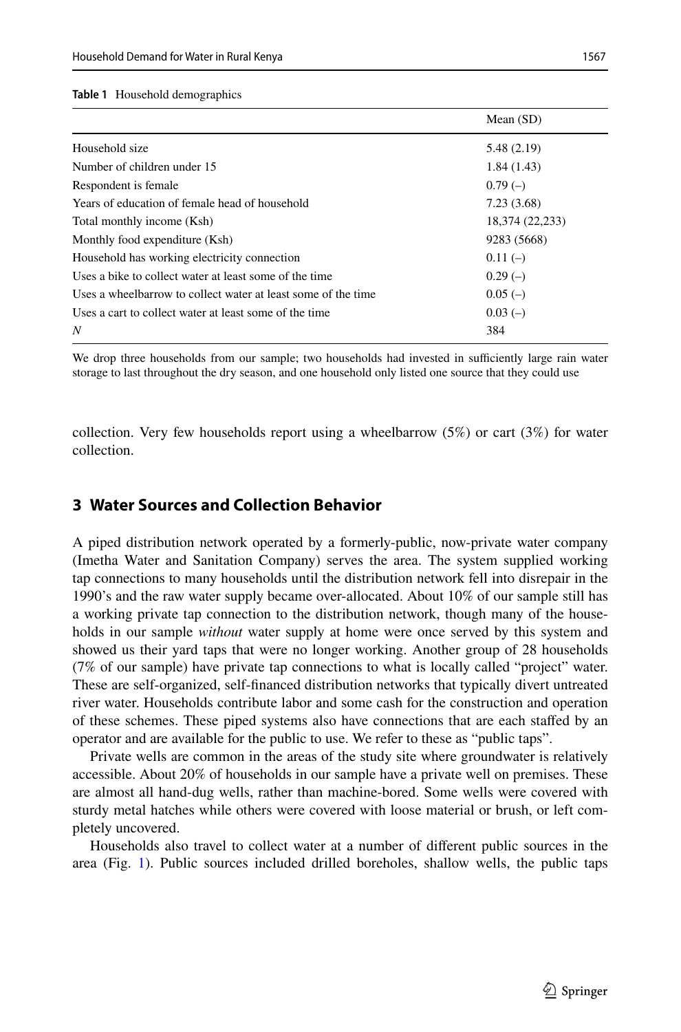**Table 1** Household demographics

| | Mean (SD) |
|---|---|
| Household size | 5.48 (2.19) |
| Number of children under 15 | 1.84 (1.43) |
| Respondent is female | 0.79 (–) |
| Years of education of female head of household | 7.23 (3.68) |
| Total monthly income (Ksh) | 18,374 (22,233) |
| Monthly food expenditure (Ksh) | 9283 (5668) |
| Household has working electricity connection | 0.11 (–) |
| Uses a bike to collect water at least some of the time | 0.29 (–) |
| Uses a wheelbarrow to collect water at least some of the time | 0.05 (–) |
| Uses a cart to collect water at least some of the time | 0.03 (–) |
| *N* | 384 |

We drop three households from our sample; two households had invested in sufficiently large rain water storage to last throughout the dry season, and one household only listed one source that they could use

collection. Very few households report using a wheelbarrow (5%) or cart (3%) for water collection.

## 3 Water Sources and Collection Behavior

A piped distribution network operated by a formerly-public, now-private water company (Imetha Water and Sanitation Company) serves the area. The system supplied working tap connections to many households until the distribution network fell into disrepair in the 1990's and the raw water supply became over-allocated. About 10% of our sample still has a working private tap connection to the distribution network, though many of the households in our sample *without* water supply at home were once served by this system and showed us their yard taps that were no longer working. Another group of 28 households (7% of our sample) have private tap connections to what is locally called "project" water. These are self-organized, self-financed distribution networks that typically divert untreated river water. Households contribute labor and some cash for the construction and operation of these schemes. These piped systems also have connections that are each staffed by an operator and are available for the public to use. We refer to these as "public taps".

Private wells are common in the areas of the study site where groundwater is relatively accessible. About 20% of households in our sample have a private well on premises. These are almost all hand-dug wells, rather than machine-bored. Some wells were covered with sturdy metal hatches while others were covered with loose material or brush, or left completely uncovered.

Households also travel to collect water at a number of different public sources in the area (Fig. 1). Public sources included drilled boreholes, shallow wells, the public taps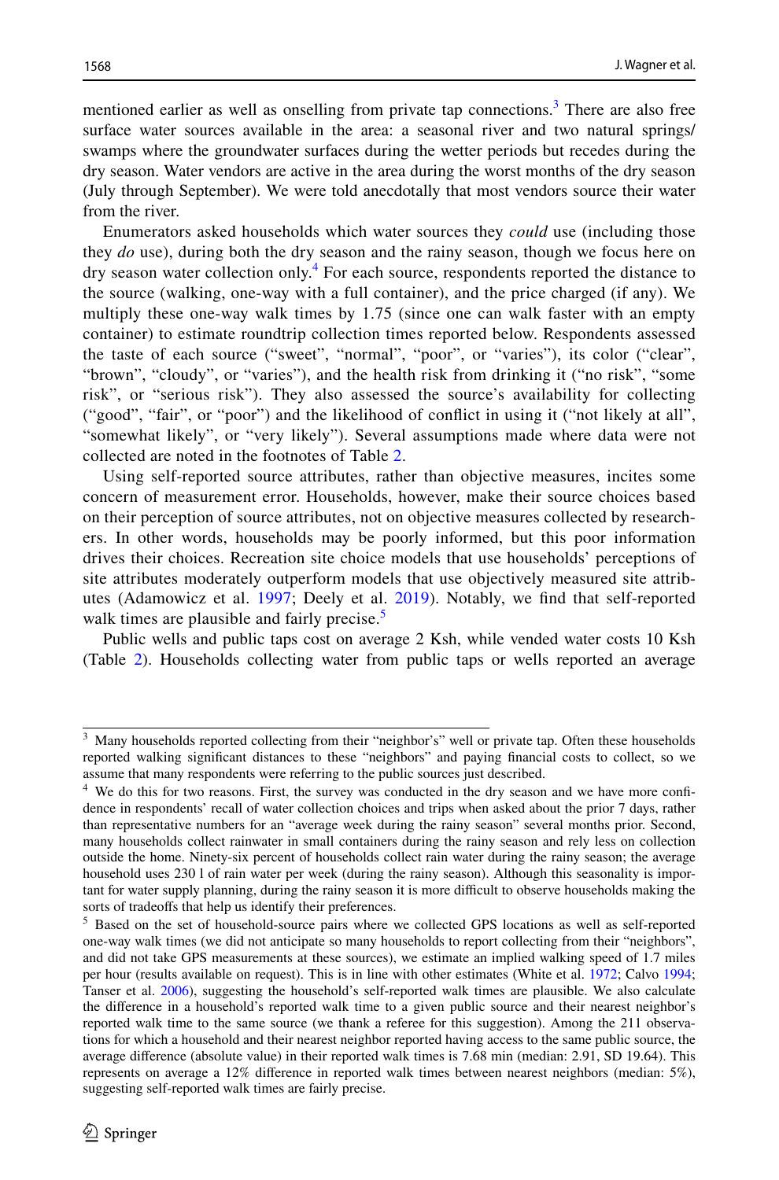mentioned earlier as well as onselling from private tap connections.[3] There are also free surface water sources available in the area: a seasonal river and two natural springs/swamps where the groundwater surfaces during the wetter periods but recedes during the dry season. Water vendors are active in the area during the worst months of the dry season (July through September). We were told anecdotally that most vendors source their water from the river.

Enumerators asked households which water sources they *could* use (including those they *do* use), during both the dry season and the rainy season, though we focus here on dry season water collection only.[4] For each source, respondents reported the distance to the source (walking, one-way with a full container), and the price charged (if any). We multiply these one-way walk times by 1.75 (since one can walk faster with an empty container) to estimate roundtrip collection times reported below. Respondents assessed the taste of each source ("sweet", "normal", "poor", or "varies"), its color ("clear", "brown", "cloudy", or "varies"), and the health risk from drinking it ("no risk", "some risk", or "serious risk"). They also assessed the source's availability for collecting ("good", "fair", or "poor") and the likelihood of conflict in using it ("not likely at all", "somewhat likely", or "very likely"). Several assumptions made where data were not collected are noted in the footnotes of Table 2.

Using self-reported source attributes, rather than objective measures, incites some concern of measurement error. Households, however, make their source choices based on their perception of source attributes, not on objective measures collected by researchers. In other words, households may be poorly informed, but this poor information drives their choices. Recreation site choice models that use households' perceptions of site attributes moderately outperform models that use objectively measured site attributes (Adamowicz et al. 1997; Deely et al. 2019). Notably, we find that self-reported walk times are plausible and fairly precise.[5]

Public wells and public taps cost on average 2 Ksh, while vended water costs 10 Ksh (Table 2). Households collecting water from public taps or wells reported an average

---

[3] Many households reported collecting from their "neighbor's" well or private tap. Often these households reported walking significant distances to these "neighbors" and paying financial costs to collect, so we assume that many respondents were referring to the public sources just described.

[4] We do this for two reasons. First, the survey was conducted in the dry season and we have more confidence in respondents' recall of water collection choices and trips when asked about the prior 7 days, rather than representative numbers for an "average week during the rainy season" several months prior. Second, many households collect rainwater in small containers during the rainy season and rely less on collection outside the home. Ninety-six percent of households collect rain water during the rainy season; the average household uses 230 l of rain water per week (during the rainy season). Although this seasonality is important for water supply planning, during the rainy season it is more difficult to observe households making the sorts of tradeoffs that help us identify their preferences.

[5] Based on the set of household-source pairs where we collected GPS locations as well as self-reported one-way walk times (we did not anticipate so many households to report collecting from their "neighbors", and did not take GPS measurements at these sources), we estimate an implied walking speed of 1.7 miles per hour (results available on request). This is in line with other estimates (White et al. 1972; Calvo 1994; Tanser et al. 2006), suggesting the household's self-reported walk times are plausible. We also calculate the difference in a household's reported walk time to a given public source and their nearest neighbor's reported walk time to the same source (we thank a referee for this suggestion). Among the 211 observations for which a household and their nearest neighbor reported having access to the same public source, the average difference (absolute value) in their reported walk times is 7.68 min (median: 2.91, SD 19.64). This represents on average a 12% difference in reported walk times between nearest neighbors (median: 5%), suggesting self-reported walk times are fairly precise.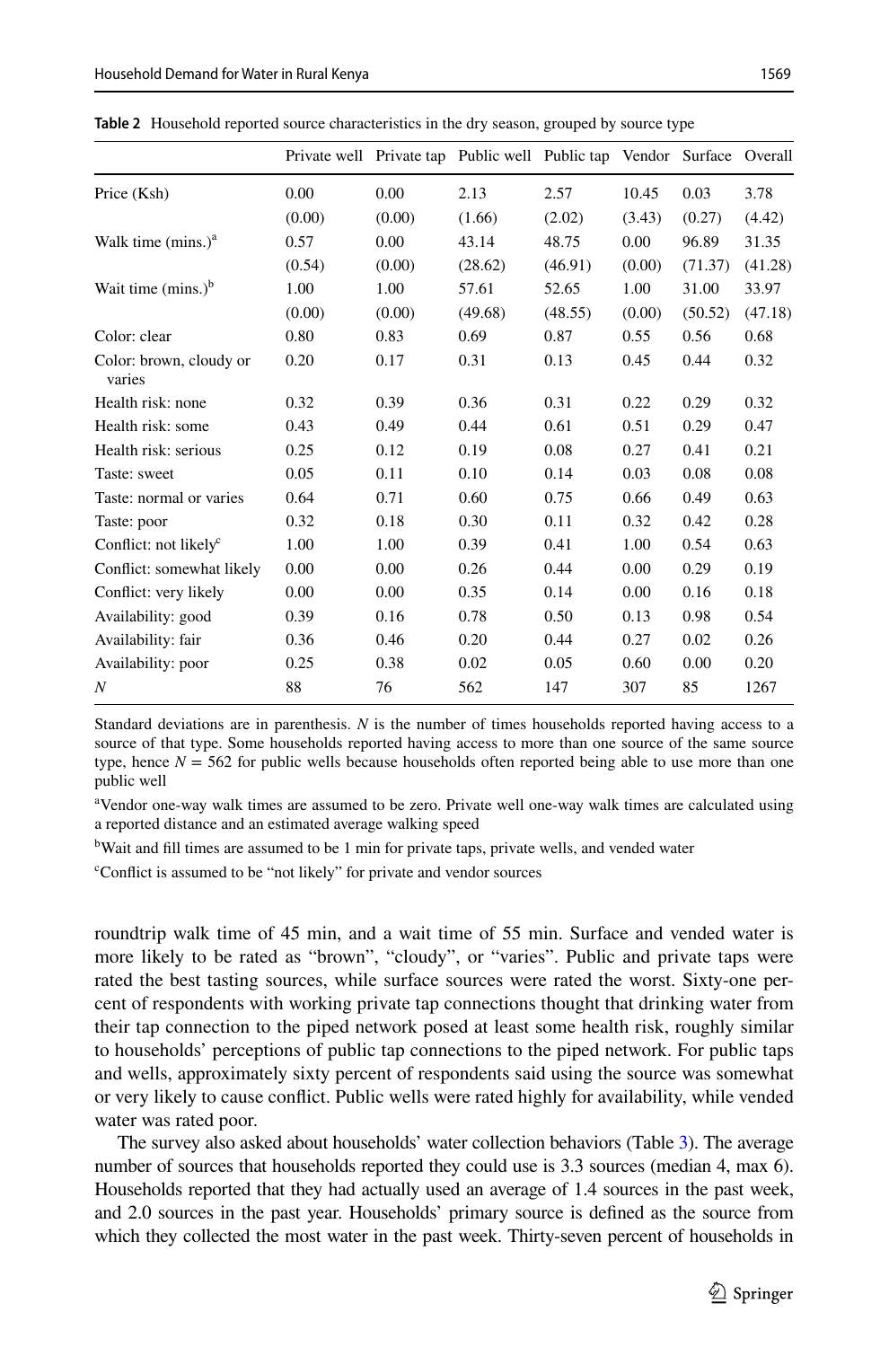**Table 2** Household reported source characteristics in the dry season, grouped by source type

| | Private well | Private tap | Public well | Public tap | Vendor | Surface | Overall |
|---|---|---|---|---|---|---|---|
| Price (Ksh) | 0.00 | 0.00 | 2.13 | 2.57 | 10.45 | 0.03 | 3.78 |
| | (0.00) | (0.00) | (1.66) | (2.02) | (3.43) | (0.27) | (4.42) |
| Walk time (mins.)[a] | 0.57 | 0.00 | 43.14 | 48.75 | 0.00 | 96.89 | 31.35 |
| | (0.54) | (0.00) | (28.62) | (46.91) | (0.00) | (71.37) | (41.28) |
| Wait time (mins.)[b] | 1.00 | 1.00 | 57.61 | 52.65 | 1.00 | 31.00 | 33.97 |
| | (0.00) | (0.00) | (49.68) | (48.55) | (0.00) | (50.52) | (47.18) |
| Color: clear | 0.80 | 0.83 | 0.69 | 0.87 | 0.55 | 0.56 | 0.68 |
| Color: brown, cloudy or varies | 0.20 | 0.17 | 0.31 | 0.13 | 0.45 | 0.44 | 0.32 |
| Health risk: none | 0.32 | 0.39 | 0.36 | 0.31 | 0.22 | 0.29 | 0.32 |
| Health risk: some | 0.43 | 0.49 | 0.44 | 0.61 | 0.51 | 0.29 | 0.47 |
| Health risk: serious | 0.25 | 0.12 | 0.19 | 0.08 | 0.27 | 0.41 | 0.21 |
| Taste: sweet | 0.05 | 0.11 | 0.10 | 0.14 | 0.03 | 0.08 | 0.08 |
| Taste: normal or varies | 0.64 | 0.71 | 0.60 | 0.75 | 0.66 | 0.49 | 0.63 |
| Taste: poor | 0.32 | 0.18 | 0.30 | 0.11 | 0.32 | 0.42 | 0.28 |
| Conflict: not likely[c] | 1.00 | 1.00 | 0.39 | 0.41 | 1.00 | 0.54 | 0.63 |
| Conflict: somewhat likely | 0.00 | 0.00 | 0.26 | 0.44 | 0.00 | 0.29 | 0.19 |
| Conflict: very likely | 0.00 | 0.00 | 0.35 | 0.14 | 0.00 | 0.16 | 0.18 |
| Availability: good | 0.39 | 0.16 | 0.78 | 0.50 | 0.13 | 0.98 | 0.54 |
| Availability: fair | 0.36 | 0.46 | 0.20 | 0.44 | 0.27 | 0.02 | 0.26 |
| Availability: poor | 0.25 | 0.38 | 0.02 | 0.05 | 0.60 | 0.00 | 0.20 |
| *N* | 88 | 76 | 562 | 147 | 307 | 85 | 1267 |

Standard deviations are in parenthesis. *N* is the number of times households reported having access to a source of that type. Some households reported having access to more than one source of the same source type, hence $N = 562$ for public wells because households often reported being able to use more than one public well

[a]Vendor one-way walk times are assumed to be zero. Private well one-way walk times are calculated using a reported distance and an estimated average walking speed

[b]Wait and fill times are assumed to be 1 min for private taps, private wells, and vended water

[c]Conflict is assumed to be "not likely" for private and vendor sources

roundtrip walk time of 45 min, and a wait time of 55 min. Surface and vended water is more likely to be rated as "brown", "cloudy", or "varies". Public and private taps were rated the best tasting sources, while surface sources were rated the worst. Sixty-one percent of respondents with working private tap connections thought that drinking water from their tap connection to the piped network posed at least some health risk, roughly similar to households' perceptions of public tap connections to the piped network. For public taps and wells, approximately sixty percent of respondents said using the source was somewhat or very likely to cause conflict. Public wells were rated highly for availability, while vended water was rated poor.

The survey also asked about households' water collection behaviors (Table 3). The average number of sources that households reported they could use is 3.3 sources (median 4, max 6). Households reported that they had actually used an average of 1.4 sources in the past week, and 2.0 sources in the past year. Households' primary source is defined as the source from which they collected the most water in the past week. Thirty-seven percent of households in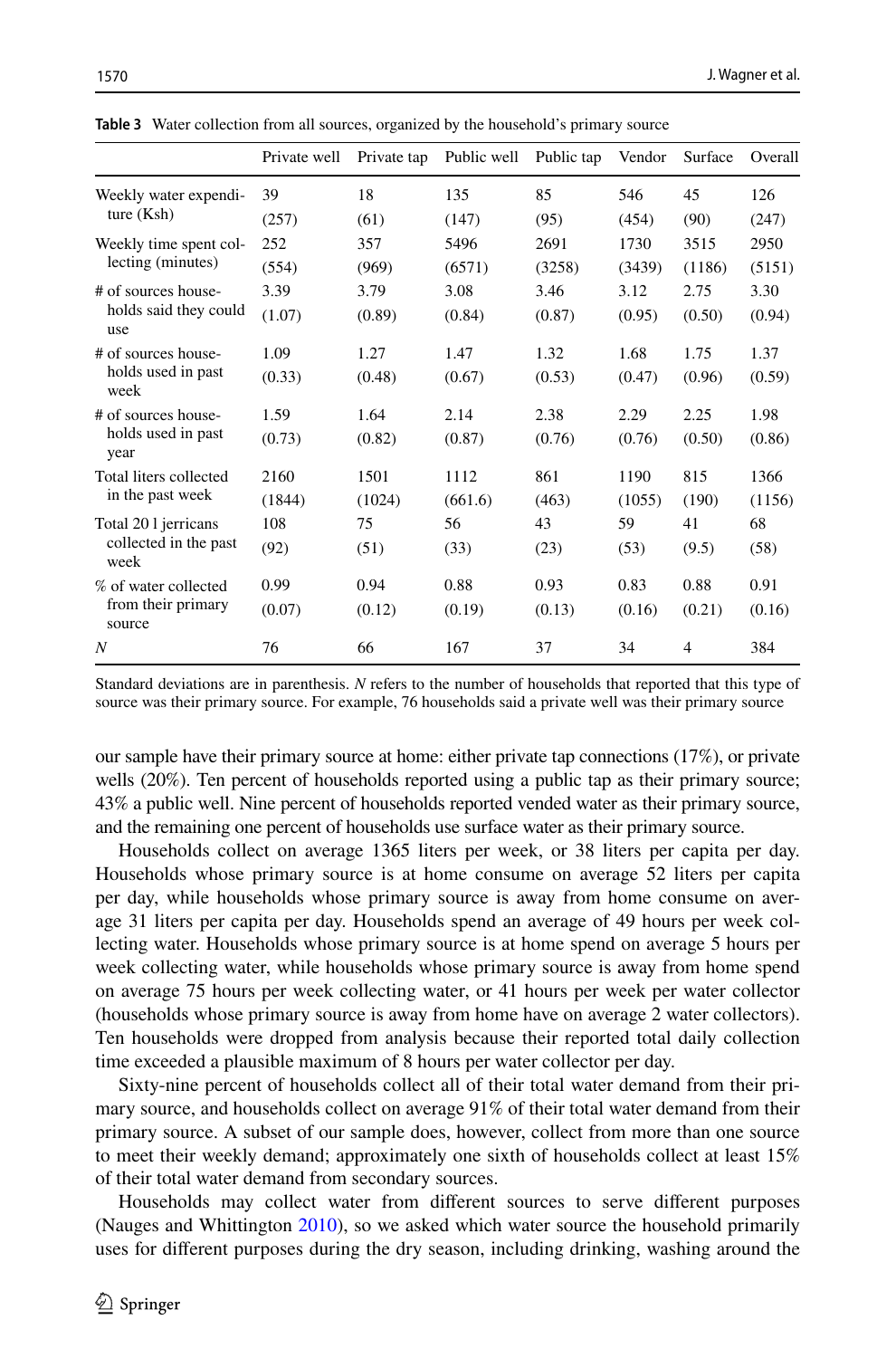**Table 3** Water collection from all sources, organized by the household's primary source

| | Private well | Private tap | Public well | Public tap | Vendor | Surface | Overall |
|---|---|---|---|---|---|---|---|
| Weekly water expenditure (Ksh) | 39 | 18 | 135 | 85 | 546 | 45 | 126 |
| | (257) | (61) | (147) | (95) | (454) | (90) | (247) |
| Weekly time spent collecting (minutes) | 252 | 357 | 5496 | 2691 | 1730 | 3515 | 2950 |
| | (554) | (969) | (6571) | (3258) | (3439) | (1186) | (5151) |
| # of sources households said they could use | 3.39 | 3.79 | 3.08 | 3.46 | 3.12 | 2.75 | 3.30 |
| | (1.07) | (0.89) | (0.84) | (0.87) | (0.95) | (0.50) | (0.94) |
| # of sources households used in past week | 1.09 | 1.27 | 1.47 | 1.32 | 1.68 | 1.75 | 1.37 |
| | (0.33) | (0.48) | (0.67) | (0.53) | (0.47) | (0.96) | (0.59) |
| # of sources households used in past year | 1.59 | 1.64 | 2.14 | 2.38 | 2.29 | 2.25 | 1.98 |
| | (0.73) | (0.82) | (0.87) | (0.76) | (0.76) | (0.50) | (0.86) |
| Total liters collected in the past week | 2160 | 1501 | 1112 | 861 | 1190 | 815 | 1366 |
| | (1844) | (1024) | (661.6) | (463) | (1055) | (190) | (1156) |
| Total 20 l jerricans collected in the past week | 108 | 75 | 56 | 43 | 59 | 41 | 68 |
| | (92) | (51) | (33) | (23) | (53) | (9.5) | (58) |
| % of water collected from their primary source | 0.99 | 0.94 | 0.88 | 0.93 | 0.83 | 0.88 | 0.91 |
| | (0.07) | (0.12) | (0.19) | (0.13) | (0.16) | (0.21) | (0.16) |
| *N* | 76 | 66 | 167 | 37 | 34 | 4 | 384 |

Standard deviations are in parenthesis. *N* refers to the number of households that reported that this type of source was their primary source. For example, 76 households said a private well was their primary source

our sample have their primary source at home: either private tap connections (17%), or private wells (20%). Ten percent of households reported using a public tap as their primary source; 43% a public well. Nine percent of households reported vended water as their primary source, and the remaining one percent of households use surface water as their primary source.

Households collect on average 1365 liters per week, or 38 liters per capita per day. Households whose primary source is at home consume on average 52 liters per capita per day, while households whose primary source is away from home consume on average 31 liters per capita per day. Households spend an average of 49 hours per week collecting water. Households whose primary source is at home spend on average 5 hours per week collecting water, while households whose primary source is away from home spend on average 75 hours per week collecting water, or 41 hours per week per water collector (households whose primary source is away from home have on average 2 water collectors). Ten households were dropped from analysis because their reported total daily collection time exceeded a plausible maximum of 8 hours per water collector per day.

Sixty-nine percent of households collect all of their total water demand from their primary source, and households collect on average 91% of their total water demand from their primary source. A subset of our sample does, however, collect from more than one source to meet their weekly demand; approximately one sixth of households collect at least 15% of their total water demand from secondary sources.

Households may collect water from different sources to serve different purposes (Nauges and Whittington 2010), so we asked which water source the household primarily uses for different purposes during the dry season, including drinking, washing around the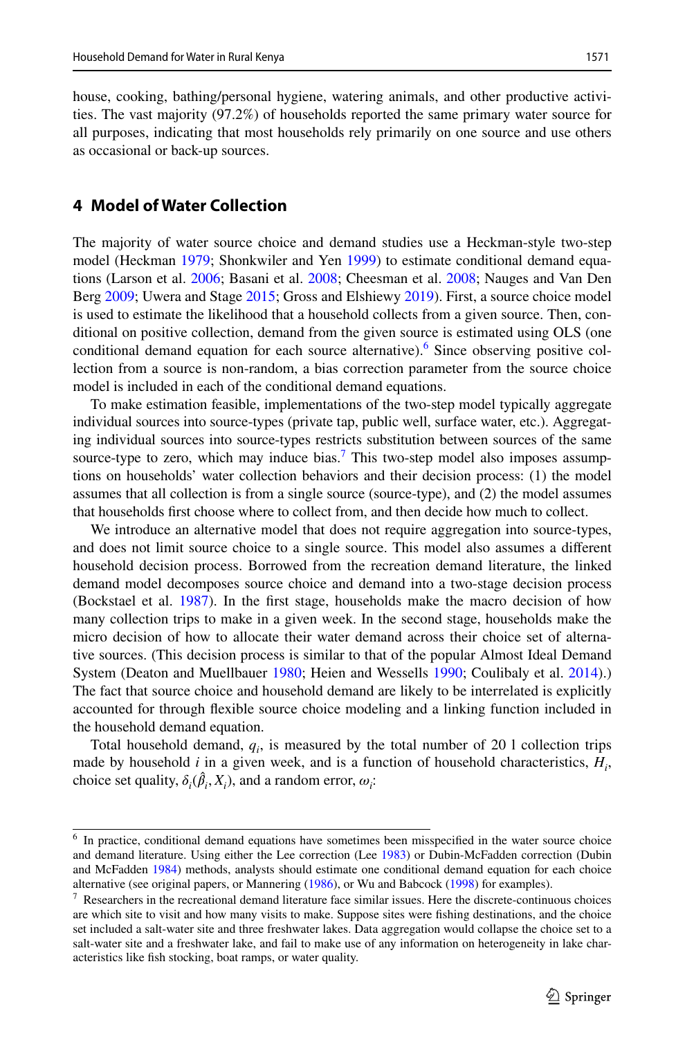house, cooking, bathing/personal hygiene, watering animals, and other productive activities. The vast majority (97.2%) of households reported the same primary water source for all purposes, indicating that most households rely primarily on one source and use others as occasional or back-up sources.

## 4 Model of Water Collection

The majority of water source choice and demand studies use a Heckman-style two-step model (Heckman 1979; Shonkwiler and Yen 1999) to estimate conditional demand equations (Larson et al. 2006; Basani et al. 2008; Cheesman et al. 2008; Nauges and Van Den Berg 2009; Uwera and Stage 2015; Gross and Elshiewy 2019). First, a source choice model is used to estimate the likelihood that a household collects from a given source. Then, conditional on positive collection, demand from the given source is estimated using OLS (one conditional demand equation for each source alternative).[6] Since observing positive collection from a source is non-random, a bias correction parameter from the source choice model is included in each of the conditional demand equations.

To make estimation feasible, implementations of the two-step model typically aggregate individual sources into source-types (private tap, public well, surface water, etc.). Aggregating individual sources into source-types restricts substitution between sources of the same source-type to zero, which may induce bias.[7] This two-step model also imposes assumptions on households' water collection behaviors and their decision process: (1) the model assumes that all collection is from a single source (source-type), and (2) the model assumes that households first choose where to collect from, and then decide how much to collect.

We introduce an alternative model that does not require aggregation into source-types, and does not limit source choice to a single source. This model also assumes a different household decision process. Borrowed from the recreation demand literature, the linked demand model decomposes source choice and demand into a two-stage decision process (Bockstael et al. 1987). In the first stage, households make the macro decision of how many collection trips to make in a given week. In the second stage, households make the micro decision of how to allocate their water demand across their choice set of alternative sources. (This decision process is similar to that of the popular Almost Ideal Demand System (Deaton and Muellbauer 1980; Heien and Wessells 1990; Coulibaly et al. 2014).) The fact that source choice and household demand are likely to be interrelated is explicitly accounted for through flexible source choice modeling and a linking function included in the household demand equation.

Total household demand, $q_i$, is measured by the total number of 20 l collection trips made by household $i$ in a given week, and is a function of household characteristics, $H_i$, choice set quality, $\delta_i(\hat{\beta}_i, X_i)$, and a random error, $\omega_i$:

---

[6] In practice, conditional demand equations have sometimes been misspecified in the water source choice and demand literature. Using either the Lee correction (Lee 1983) or Dubin-McFadden correction (Dubin and McFadden 1984) methods, analysts should estimate one conditional demand equation for each choice alternative (see original papers, or Mannering (1986), or Wu and Babcock (1998) for examples).

[7] Researchers in the recreational demand literature face similar issues. Here the discrete-continuous choices are which site to visit and how many visits to make. Suppose sites were fishing destinations, and the choice set included a salt-water site and three freshwater lakes. Data aggregation would collapse the choice set to a salt-water site and a freshwater lake, and fail to make use of any information on heterogeneity in lake characteristics like fish stocking, boat ramps, or water quality.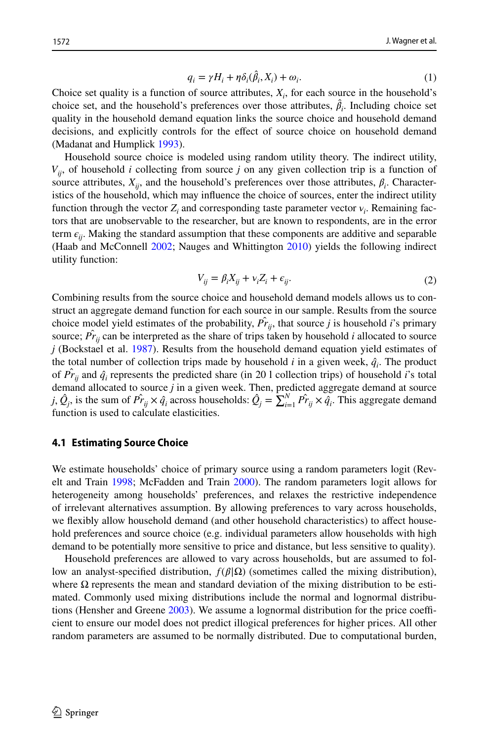$$q_i = \gamma H_i + \eta \delta_i(\hat{\beta}_i, X_i) + \omega_i. \tag{1}$$

Choice set quality is a function of source attributes, $X_i$, for each source in the household's choice set, and the household's preferences over those attributes, $\hat{\beta}_i$. Including choice set quality in the household demand equation links the source choice and household demand decisions, and explicitly controls for the effect of source choice on household demand (Madanat and Humplick 1993).

Household source choice is modeled using random utility theory. The indirect utility, $V_{ij}$, of household $i$ collecting from source $j$ on any given collection trip is a function of source attributes, $X_{ij}$, and the household's preferences over those attributes, $\beta_i$. Characteristics of the household, which may influence the choice of sources, enter the indirect utility function through the vector $Z_i$ and corresponding taste parameter vector $\nu_i$. Remaining factors that are unobservable to the researcher, but are known to respondents, are in the error term $\epsilon_{ij}$. Making the standard assumption that these components are additive and separable (Haab and McConnell 2002; Nauges and Whittington 2010) yields the following indirect utility function:

$$V_{ij} = \beta_i X_{ij} + \nu_i Z_i + \epsilon_{ij}. \tag{2}$$

Combining results from the source choice and household demand models allows us to construct an aggregate demand function for each source in our sample. Results from the source choice model yield estimates of the probability, $\hat{Pr}_{ij}$, that source $j$ is household $i$'s primary source; $\hat{Pr}_{ij}$ can be interpreted as the share of trips taken by household $i$ allocated to source $j$ (Bockstael et al. 1987). Results from the household demand equation yield estimates of the total number of collection trips made by household $i$ in a given week, $\hat{q}_i$. The product of $\hat{Pr}_{ij}$ and $\hat{q}_i$ represents the predicted share (in 20 l collection trips) of household $i$'s total demand allocated to source $j$ in a given week. Then, predicted aggregate demand at source $j$, $\hat{Q}_j$, is the sum of $\hat{Pr}_{ij} \times \hat{q}_i$ across households: $\hat{Q}_j = \sum_{i=1}^{N} \hat{Pr}_{ij} \times \hat{q}_i$. This aggregate demand function is used to calculate elasticities.

### 4.1 Estimating Source Choice

We estimate households' choice of primary source using a random parameters logit (Revelt and Train 1998; McFadden and Train 2000). The random parameters logit allows for heterogeneity among households' preferences, and relaxes the restrictive independence of irrelevant alternatives assumption. By allowing preferences to vary across households, we flexibly allow household demand (and other household characteristics) to affect household preferences and source choice (e.g. individual parameters allow households with high demand to be potentially more sensitive to price and distance, but less sensitive to quality).

Household preferences are allowed to vary across households, but are assumed to follow an analyst-specified distribution, $f(\beta|\Omega)$ (sometimes called the mixing distribution), where $\Omega$ represents the mean and standard deviation of the mixing distribution to be estimated. Commonly used mixing distributions include the normal and lognormal distributions (Hensher and Greene 2003). We assume a lognormal distribution for the price coefficient to ensure our model does not predict illogical preferences for higher prices. All other random parameters are assumed to be normally distributed. Due to computational burden,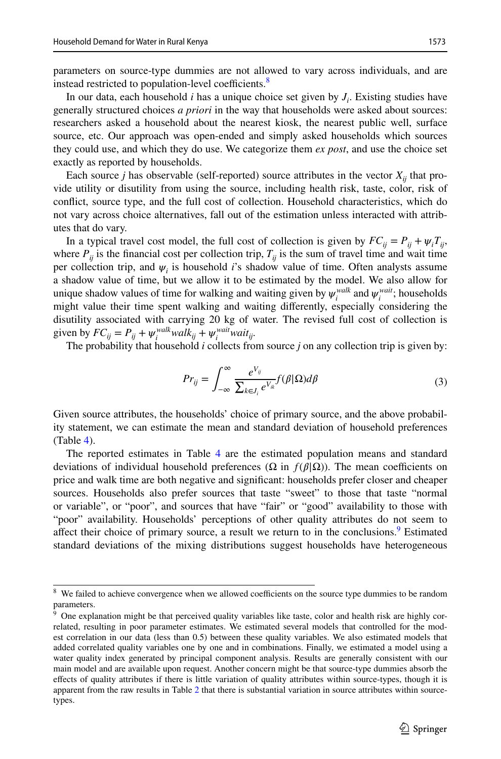parameters on source-type dummies are not allowed to vary across individuals, and are instead restricted to population-level coefficients.[8]

In our data, each household $i$ has a unique choice set given by $J_i$. Existing studies have generally structured choices *a priori* in the way that households were asked about sources: researchers asked a household about the nearest kiosk, the nearest public well, surface source, etc. Our approach was open-ended and simply asked households which sources they could use, and which they do use. We categorize them *ex post*, and use the choice set exactly as reported by households.

Each source $j$ has observable (self-reported) source attributes in the vector $X_{ij}$ that provide utility or disutility from using the source, including health risk, taste, color, risk of conflict, source type, and the full cost of collection. Household characteristics, which do not vary across choice alternatives, fall out of the estimation unless interacted with attributes that do vary.

In a typical travel cost model, the full cost of collection is given by $FC_{ij} = P_{ij} + \psi_i T_{ij}$, where $P_{ij}$ is the financial cost per collection trip, $T_{ij}$ is the sum of travel time and wait time per collection trip, and $\psi_i$ is household $i$'s shadow value of time. Often analysts assume a shadow value of time, but we allow it to be estimated by the model. We also allow for unique shadow values of time for walking and waiting given by $\psi_i^{walk}$ and $\psi_i^{wait}$; households might value their time spent walking and waiting differently, especially considering the disutility associated with carrying 20 kg of water. The revised full cost of collection is given by $FC_{ij} = P_{ij} + \psi_i^{walk} walk_{ij} + \psi_i^{wait} wait_{ij}$.

The probability that household $i$ collects from source $j$ on any collection trip is given by:

$$Pr_{ij} = \int_{-\infty}^{\infty} \frac{e^{V_{ij}}}{\sum_{k \in J_i} e^{V_{ik}}} f(\beta|\Omega) d\beta \tag{3}$$

Given source attributes, the households' choice of primary source, and the above probability statement, we can estimate the mean and standard deviation of household preferences (Table 4).

The reported estimates in Table 4 are the estimated population means and standard deviations of individual household preferences ($\Omega$ in $f(\beta|\Omega)$). The mean coefficients on price and walk time are both negative and significant: households prefer closer and cheaper sources. Households also prefer sources that taste "sweet" to those that taste "normal or variable", or "poor", and sources that have "fair" or "good" availability to those with "poor" availability. Households' perceptions of other quality attributes do not seem to affect their choice of primary source, a result we return to in the conclusions.[9] Estimated standard deviations of the mixing distributions suggest households have heterogeneous

---

[8] We failed to achieve convergence when we allowed coefficients on the source type dummies to be random parameters.

[9] One explanation might be that perceived quality variables like taste, color and health risk are highly correlated, resulting in poor parameter estimates. We estimated several models that controlled for the modest correlation in our data (less than 0.5) between these quality variables. We also estimated models that added correlated quality variables one by one and in combinations. Finally, we estimated a model using a water quality index generated by principal component analysis. Results are generally consistent with our main model and are available upon request. Another concern might be that source-type dummies absorb the effects of quality attributes if there is little variation of quality attributes within source-types, though it is apparent from the raw results in Table 2 that there is substantial variation in source attributes within source-types.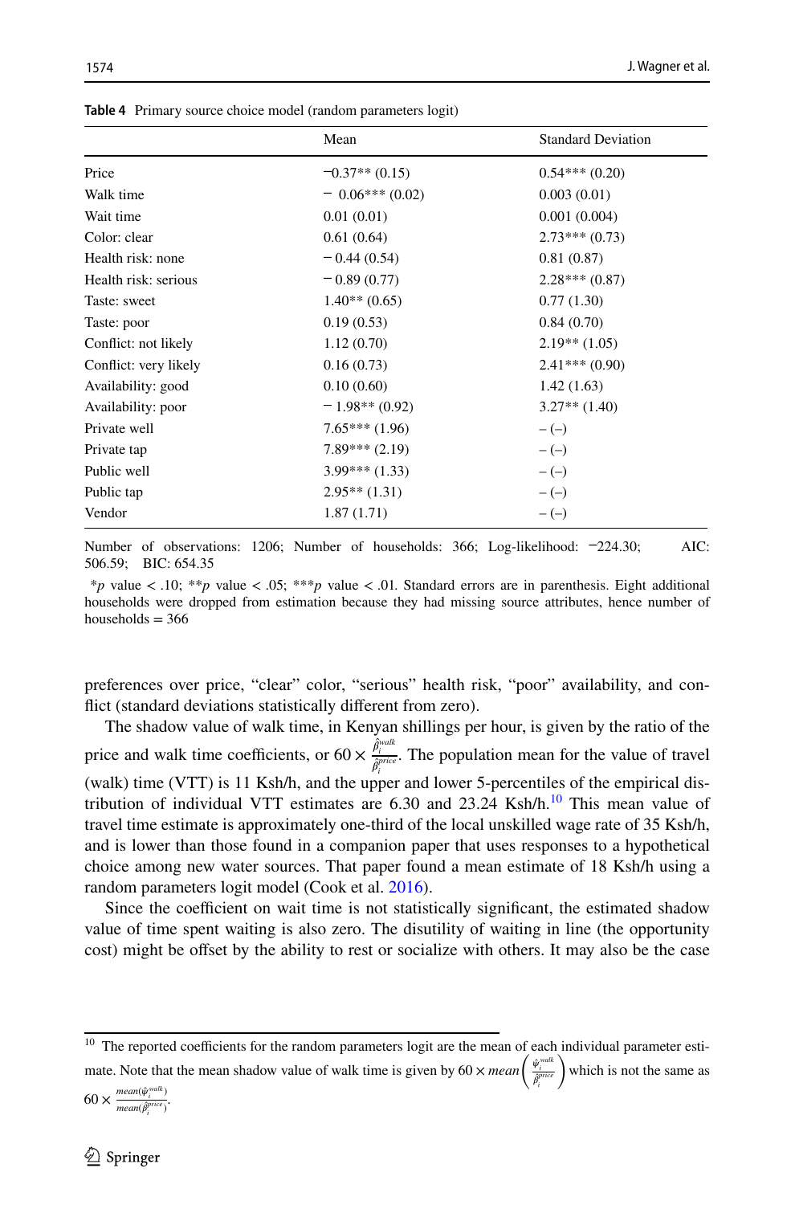**Table 4** Primary source choice model (random parameters logit)

| | Mean | Standard Deviation |
|---|---|---|
| Price | −0.37** (0.15) | 0.54*** (0.20) |
| Walk time | − 0.06*** (0.02) | 0.003 (0.01) |
| Wait time | 0.01 (0.01) | 0.001 (0.004) |
| Color: clear | 0.61 (0.64) | 2.73*** (0.73) |
| Health risk: none | − 0.44 (0.54) | 0.81 (0.87) |
| Health risk: serious | − 0.89 (0.77) | 2.28*** (0.87) |
| Taste: sweet | 1.40** (0.65) | 0.77 (1.30) |
| Taste: poor | 0.19 (0.53) | 0.84 (0.70) |
| Conflict: not likely | 1.12 (0.70) | 2.19** (1.05) |
| Conflict: very likely | 0.16 (0.73) | 2.41*** (0.90) |
| Availability: good | 0.10 (0.60) | 1.42 (1.63) |
| Availability: poor | − 1.98** (0.92) | 3.27** (1.40) |
| Private well | 7.65*** (1.96) | – (–) |
| Private tap | 7.89*** (2.19) | – (–) |
| Public well | 3.99*** (1.33) | – (–) |
| Public tap | 2.95** (1.31) | – (–) |
| Vendor | 1.87 (1.71) | – (–) |

Number of observations: 1206; Number of households: 366; Log-likelihood: −224.30; AIC: 506.59; BIC: 654.35

\*p value < .10; \*\*p value < .05; \*\*\*p value < .01. Standard errors are in parenthesis. Eight additional households were dropped from estimation because they had missing source attributes, hence number of households = 366

preferences over price, "clear" color, "serious" health risk, "poor" availability, and conflict (standard deviations statistically different from zero).

The shadow value of walk time, in Kenyan shillings per hour, is given by the ratio of the price and walk time coefficients, or $60 \times \frac{\hat{\beta}_i^{walk}}{\hat{\beta}_i^{price}}$. The population mean for the value of travel (walk) time (VTT) is 11 Ksh/h, and the upper and lower 5-percentiles of the empirical distribution of individual VTT estimates are 6.30 and 23.24 Ksh/h.[10] This mean value of travel time estimate is approximately one-third of the local unskilled wage rate of 35 Ksh/h, and is lower than those found in a companion paper that uses responses to a hypothetical choice among new water sources. That paper found a mean estimate of 18 Ksh/h using a random parameters logit model (Cook et al. 2016).

Since the coefficient on wait time is not statistically significant, the estimated shadow value of time spent waiting is also zero. The disutility of waiting in line (the opportunity cost) might be offset by the ability to rest or socialize with others. It may also be the case

[10] The reported coefficients for the random parameters logit are the mean of each individual parameter estimate. Note that the mean shadow value of walk time is given by $60 \times mean\left(\frac{\hat{\psi}_i^{walk}}{\hat{\beta}_i^{price}}\right)$ which is not the same as $60 \times \frac{mean(\hat{\psi}_i^{walk})}{mean(\hat{\beta}_i^{price})}$.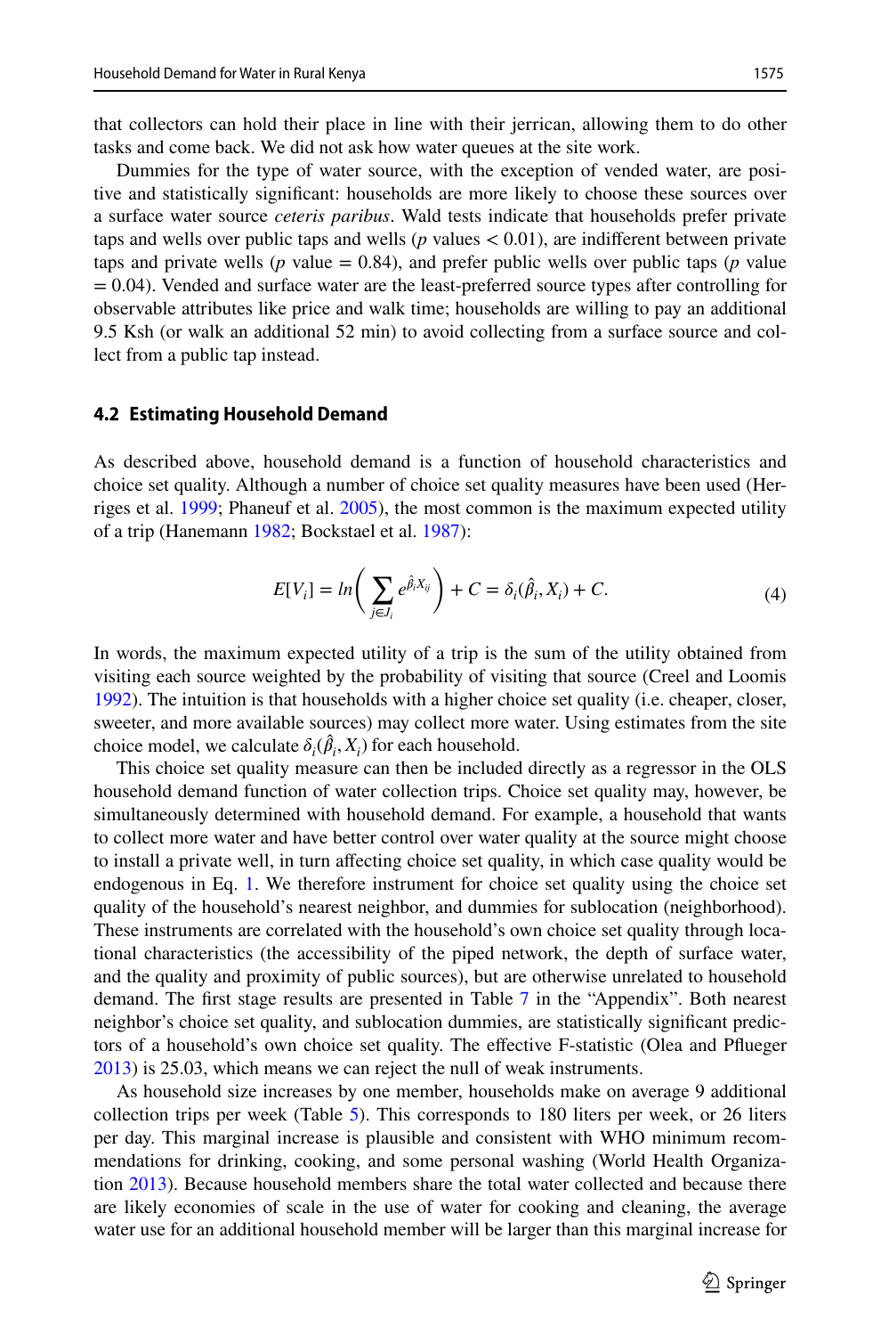that collectors can hold their place in line with their jerrican, allowing them to do other tasks and come back. We did not ask how water queues at the site work.

Dummies for the type of water source, with the exception of vended water, are positive and statistically significant: households are more likely to choose these sources over a surface water source *ceteris paribus*. Wald tests indicate that households prefer private taps and wells over public taps and wells ($p$ values $< 0.01$), are indifferent between private taps and private wells ($p$ value $= 0.84$), and prefer public wells over public taps ($p$ value $= 0.04$). Vended and surface water are the least-preferred source types after controlling for observable attributes like price and walk time; households are willing to pay an additional 9.5 Ksh (or walk an additional 52 min) to avoid collecting from a surface source and collect from a public tap instead.

### 4.2 Estimating Household Demand

As described above, household demand is a function of household characteristics and choice set quality. Although a number of choice set quality measures have been used (Herriges et al. 1999; Phaneuf et al. 2005), the most common is the maximum expected utility of a trip (Hanemann 1982; Bockstael et al. 1987):

$$E[V_i] = ln\left( \sum_{j \in J_i} e^{\hat{\beta}_i X_{ij}} \right) + C = \delta_i(\hat{\beta}_i, X_i) + C. \tag{4}$$

In words, the maximum expected utility of a trip is the sum of the utility obtained from visiting each source weighted by the probability of visiting that source (Creel and Loomis 1992). The intuition is that households with a higher choice set quality (i.e. cheaper, closer, sweeter, and more available sources) may collect more water. Using estimates from the site choice model, we calculate $\delta_i(\hat{\beta}_i, X_i)$ for each household.

This choice set quality measure can then be included directly as a regressor in the OLS household demand function of water collection trips. Choice set quality may, however, be simultaneously determined with household demand. For example, a household that wants to collect more water and have better control over water quality at the source might choose to install a private well, in turn affecting choice set quality, in which case quality would be endogenous in Eq. 1. We therefore instrument for choice set quality using the choice set quality of the household's nearest neighbor, and dummies for sublocation (neighborhood). These instruments are correlated with the household's own choice set quality through locational characteristics (the accessibility of the piped network, the depth of surface water, and the quality and proximity of public sources), but are otherwise unrelated to household demand. The first stage results are presented in Table 7 in the "Appendix". Both nearest neighbor's choice set quality, and sublocation dummies, are statistically significant predictors of a household's own choice set quality. The effective F-statistic (Olea and Pflueger 2013) is 25.03, which means we can reject the null of weak instruments.

As household size increases by one member, households make on average 9 additional collection trips per week (Table 5). This corresponds to 180 liters per week, or 26 liters per day. This marginal increase is plausible and consistent with WHO minimum recommendations for drinking, cooking, and some personal washing (World Health Organization 2013). Because household members share the total water collected and because there are likely economies of scale in the use of water for cooking and cleaning, the average water use for an additional household member will be larger than this marginal increase for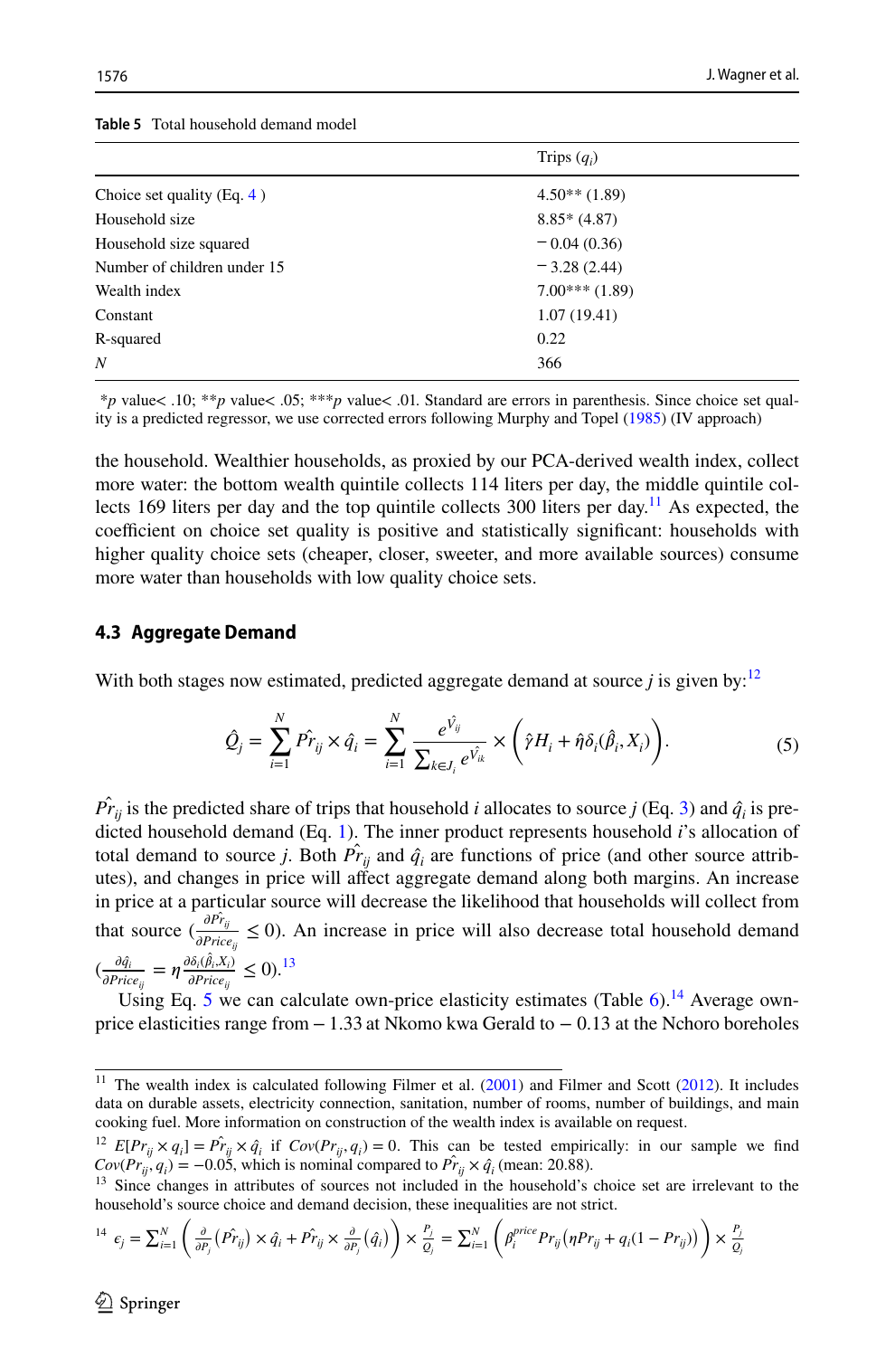**Table 5** Total household demand model

| | Trips ($q_i$) |
|---|---|
| Choice set quality (Eq. 4 ) | 4.50** (1.89) |
| Household size | 8.85* (4.87) |
| Household size squared | − 0.04 (0.36) |
| Number of children under 15 | − 3.28 (2.44) |
| Wealth index | 7.00*** (1.89) |
| Constant | 1.07 (19.41) |
| R-squared | 0.22 |
| *N* | 366 |

\**p* value< .10; \*\**p* value< .05; \*\*\**p* value< .01. Standard are errors in parenthesis. Since choice set quality is a predicted regressor, we use corrected errors following Murphy and Topel (1985) (IV approach)

the household. Wealthier households, as proxied by our PCA-derived wealth index, collect more water: the bottom wealth quintile collects 114 liters per day, the middle quintile collects 169 liters per day and the top quintile collects 300 liters per day.[11] As expected, the coefficient on choice set quality is positive and statistically significant: households with higher quality choice sets (cheaper, closer, sweeter, and more available sources) consume more water than households with low quality choice sets.

### 4.3 Aggregate Demand

With both stages now estimated, predicted aggregate demand at source *j* is given by:[12]

$$\hat{Q}_j = \sum_{i=1}^{N} \hat{Pr}_{ij} \times \hat{q}_i = \sum_{i=1}^{N} \frac{e^{\hat{V}_{ij}}}{\sum_{k \in J_i} e^{\hat{V}_{ik}}} \times \left( \hat{\gamma} H_i + \hat{\eta} \delta_i(\hat{\beta}_i, X_i) \right). \tag{5}$$

$\hat{Pr}_{ij}$ is the predicted share of trips that household *i* allocates to source *j* (Eq. 3) and $\hat{q}_i$ is predicted household demand (Eq. 1). The inner product represents household *i*'s allocation of total demand to source *j*. Both $\hat{Pr}_{ij}$ and $\hat{q}_i$ are functions of price (and other source attributes), and changes in price will affect aggregate demand along both margins. An increase in price at a particular source will decrease the likelihood that households will collect from that source ($\frac{\partial \hat{Pr}_{ij}}{\partial Price_{ij}} \leq 0$). An increase in price will also decrease total household demand ($\frac{\partial \hat{q}_i}{\partial Price_{ij}} = \eta \frac{\partial \delta_i(\hat{\beta}_i, X_i)}{\partial Price_{ij}} \leq 0$).[13]

Using Eq. 5 we can calculate own-price elasticity estimates (Table 6).[14] Average own-price elasticities range from − 1.33 at Nkomo kwa Gerald to − 0.13 at the Nchoro boreholes

---

[11] The wealth index is calculated following Filmer et al. (2001) and Filmer and Scott (2012). It includes data on durable assets, electricity connection, sanitation, number of rooms, number of buildings, and main cooking fuel. More information on construction of the wealth index is available on request.

[12] $E[Pr_{ij} \times q_i] = \hat{Pr}_{ij} \times \hat{q}_i$ if $Cov(Pr_{ij}, q_i) = 0$. This can be tested empirically: in our sample we find $Cov(Pr_{ij}, q_i) = -0.05$, which is nominal compared to $\hat{Pr}_{ij} \times \hat{q}_i$ (mean: 20.88).

[13] Since changes in attributes of sources not included in the household's choice set are irrelevant to the household's source choice and demand decision, these inequalities are not strict.

[14] $\epsilon_j = \sum_{i=1}^{N} \left( \frac{\partial}{\partial P_j}\left(\hat{Pr}_{ij}\right) \times \hat{q}_i + \hat{Pr}_{ij} \times \frac{\partial}{\partial P_j}\left(\hat{q}_i\right) \right) \times \frac{P_j}{Q_j} = \sum_{i=1}^{N} \left( \beta_i^{price} Pr_{ij}\left(\eta Pr_{ij} + q_i(1 - Pr_{ij})\right) \right) \times \frac{P_j}{Q_j}$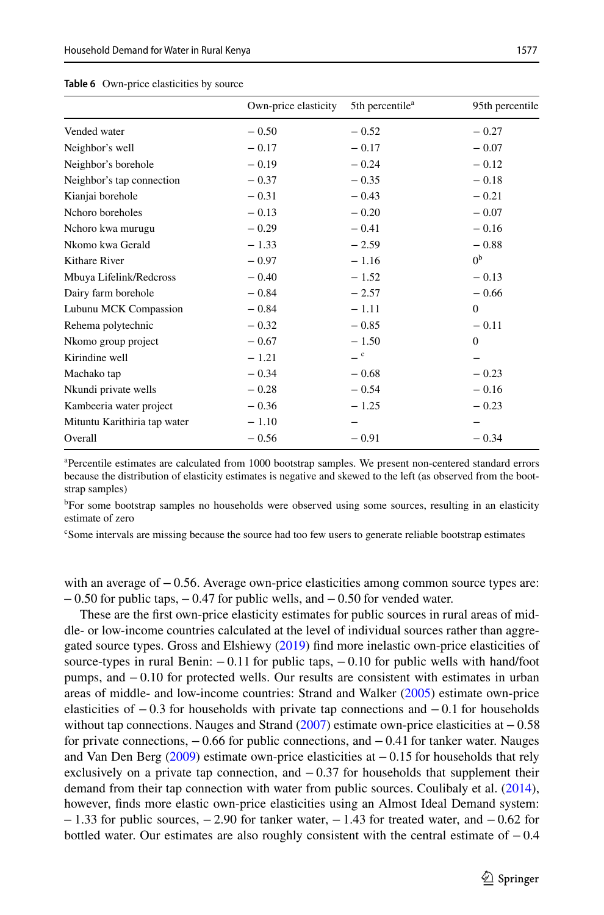**Table 6** Own-price elasticities by source

| | Own-price elasticity | 5th percentile[a] | 95th percentile |
|---|---|---|---|
| Vended water | − 0.50 | − 0.52 | − 0.27 |
| Neighbor's well | − 0.17 | − 0.17 | − 0.07 |
| Neighbor's borehole | − 0.19 | − 0.24 | − 0.12 |
| Neighbor's tap connection | − 0.37 | − 0.35 | − 0.18 |
| Kianjai borehole | − 0.31 | − 0.43 | − 0.21 |
| Nchoro boreholes | − 0.13 | − 0.20 | − 0.07 |
| Nchoro kwa murugu | − 0.29 | − 0.41 | − 0.16 |
| Nkomo kwa Gerald | − 1.33 | − 2.59 | − 0.88 |
| Kithare River | − 0.97 | − 1.16 | 0[b] |
| Mbuya Lifelink/Redcross | − 0.40 | − 1.52 | − 0.13 |
| Dairy farm borehole | − 0.84 | − 2.57 | − 0.66 |
| Lubunu MCK Compassion | − 0.84 | − 1.11 | 0 |
| Rehema polytechnic | − 0.32 | − 0.85 | − 0.11 |
| Nkomo group project | − 0.67 | − 1.50 | 0 |
| Kirindine well | − 1.21 | –[c] | – |
| Machako tap | − 0.34 | − 0.68 | − 0.23 |
| Nkundi private wells | − 0.28 | − 0.54 | − 0.16 |
| Kambeeria water project | − 0.36 | − 1.25 | − 0.23 |
| Mituntu Karithiria tap water | − 1.10 | – | – |
| Overall | − 0.56 | − 0.91 | − 0.34 |

[a]Percentile estimates are calculated from 1000 bootstrap samples. We present non-centered standard errors because the distribution of elasticity estimates is negative and skewed to the left (as observed from the bootstrap samples)

[b]For some bootstrap samples no households were observed using some sources, resulting in an elasticity estimate of zero

[c]Some intervals are missing because the source had too few users to generate reliable bootstrap estimates

with an average of − 0.56. Average own-price elasticities among common source types are: − 0.50 for public taps, − 0.47 for public wells, and − 0.50 for vended water.

These are the first own-price elasticity estimates for public sources in rural areas of middle- or low-income countries calculated at the level of individual sources rather than aggregated source types. Gross and Elshiewy (2019) find more inelastic own-price elasticities of source-types in rural Benin: − 0.11 for public taps, − 0.10 for public wells with hand/foot pumps, and − 0.10 for protected wells. Our results are consistent with estimates in urban areas of middle- and low-income countries: Strand and Walker (2005) estimate own-price elasticities of − 0.3 for households with private tap connections and − 0.1 for households without tap connections. Nauges and Strand (2007) estimate own-price elasticities at − 0.58 for private connections, − 0.66 for public connections, and − 0.41 for tanker water. Nauges and Van Den Berg (2009) estimate own-price elasticities at − 0.15 for households that rely exclusively on a private tap connection, and − 0.37 for households that supplement their demand from their tap connection with water from public sources. Coulibaly et al. (2014), however, finds more elastic own-price elasticities using an Almost Ideal Demand system: − 1.33 for public sources, − 2.90 for tanker water, − 1.43 for treated water, and − 0.62 for bottled water. Our estimates are also roughly consistent with the central estimate of − 0.4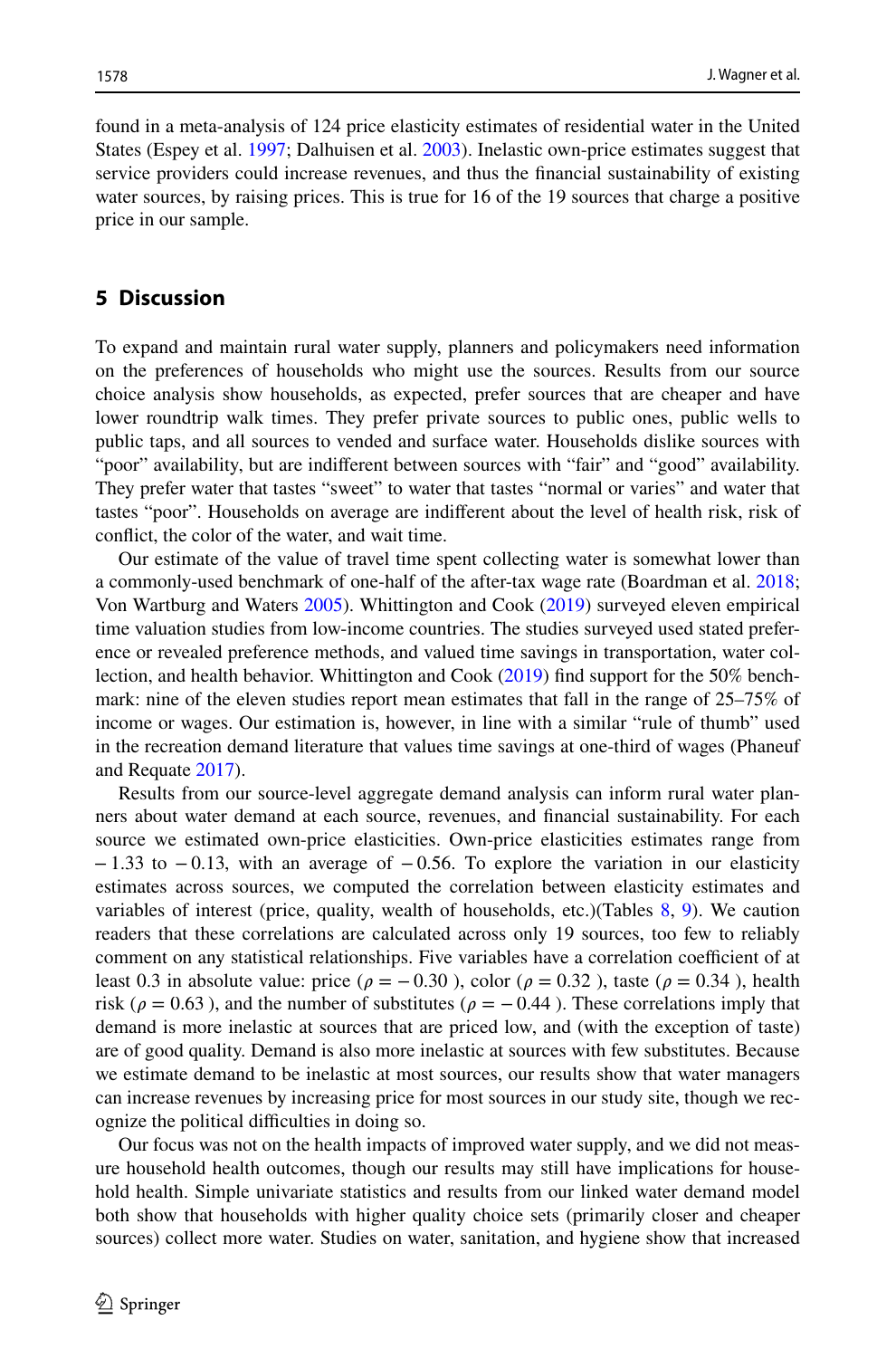found in a meta-analysis of 124 price elasticity estimates of residential water in the United States (Espey et al. 1997; Dalhuisen et al. 2003). Inelastic own-price estimates suggest that service providers could increase revenues, and thus the financial sustainability of existing water sources, by raising prices. This is true for 16 of the 19 sources that charge a positive price in our sample.

## 5 Discussion

To expand and maintain rural water supply, planners and policymakers need information on the preferences of households who might use the sources. Results from our source choice analysis show households, as expected, prefer sources that are cheaper and have lower roundtrip walk times. They prefer private sources to public ones, public wells to public taps, and all sources to vended and surface water. Households dislike sources with "poor" availability, but are indifferent between sources with "fair" and "good" availability. They prefer water that tastes "sweet" to water that tastes "normal or varies" and water that tastes "poor". Households on average are indifferent about the level of health risk, risk of conflict, the color of the water, and wait time.

Our estimate of the value of travel time spent collecting water is somewhat lower than a commonly-used benchmark of one-half of the after-tax wage rate (Boardman et al. 2018; Von Wartburg and Waters 2005). Whittington and Cook (2019) surveyed eleven empirical time valuation studies from low-income countries. The studies surveyed used stated preference or revealed preference methods, and valued time savings in transportation, water collection, and health behavior. Whittington and Cook (2019) find support for the 50% benchmark: nine of the eleven studies report mean estimates that fall in the range of 25–75% of income or wages. Our estimation is, however, in line with a similar "rule of thumb" used in the recreation demand literature that values time savings at one-third of wages (Phaneuf and Requate 2017).

Results from our source-level aggregate demand analysis can inform rural water planners about water demand at each source, revenues, and financial sustainability. For each source we estimated own-price elasticities. Own-price elasticities estimates range from $-1.33$ to $-0.13$, with an average of $-0.56$. To explore the variation in our elasticity estimates across sources, we computed the correlation between elasticity estimates and variables of interest (price, quality, wealth of households, etc.)(Tables 8, 9). We caution readers that these correlations are calculated across only 19 sources, too few to reliably comment on any statistical relationships. Five variables have a correlation coefficient of at least 0.3 in absolute value: price ($\rho = -0.30$ ), color ($\rho = 0.32$ ), taste ($\rho = 0.34$ ), health risk ($\rho = 0.63$ ), and the number of substitutes ($\rho = -0.44$ ). These correlations imply that demand is more inelastic at sources that are priced low, and (with the exception of taste) are of good quality. Demand is also more inelastic at sources with few substitutes. Because we estimate demand to be inelastic at most sources, our results show that water managers can increase revenues by increasing price for most sources in our study site, though we recognize the political difficulties in doing so.

Our focus was not on the health impacts of improved water supply, and we did not measure household health outcomes, though our results may still have implications for household health. Simple univariate statistics and results from our linked water demand model both show that households with higher quality choice sets (primarily closer and cheaper sources) collect more water. Studies on water, sanitation, and hygiene show that increased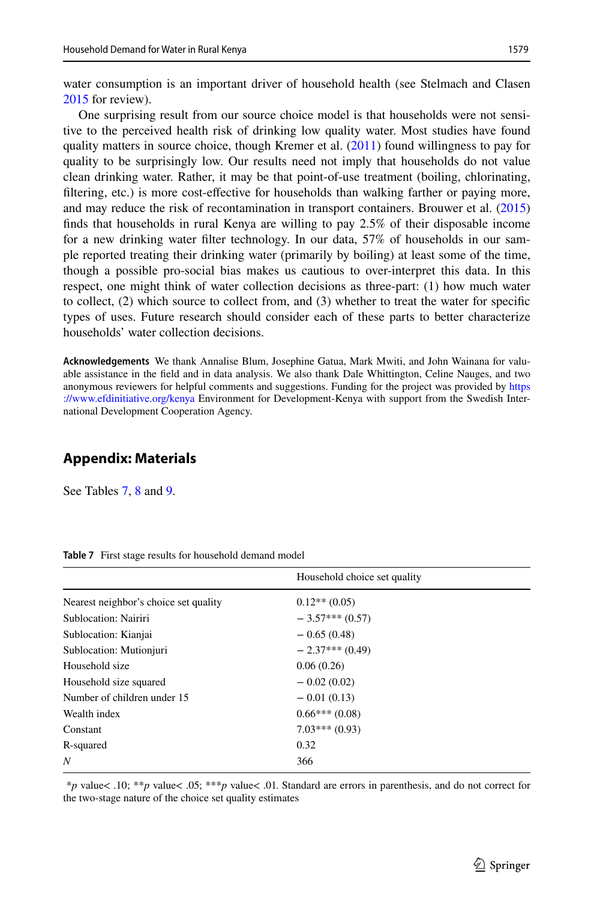water consumption is an important driver of household health (see Stelmach and Clasen 2015 for review).

One surprising result from our source choice model is that households were not sensitive to the perceived health risk of drinking low quality water. Most studies have found quality matters in source choice, though Kremer et al. (2011) found willingness to pay for quality to be surprisingly low. Our results need not imply that households do not value clean drinking water. Rather, it may be that point-of-use treatment (boiling, chlorinating, filtering, etc.) is more cost-effective for households than walking farther or paying more, and may reduce the risk of recontamination in transport containers. Brouwer et al. (2015) finds that households in rural Kenya are willing to pay 2.5% of their disposable income for a new drinking water filter technology. In our data, 57% of households in our sample reported treating their drinking water (primarily by boiling) at least some of the time, though a possible pro-social bias makes us cautious to over-interpret this data. In this respect, one might think of water collection decisions as three-part: (1) how much water to collect, (2) which source to collect from, and (3) whether to treat the water for specific types of uses. Future research should consider each of these parts to better characterize households' water collection decisions.

**Acknowledgements** We thank Annalise Blum, Josephine Gatua, Mark Mwiti, and John Wainana for valuable assistance in the field and in data analysis. We also thank Dale Whittington, Celine Nauges, and two anonymous reviewers for helpful comments and suggestions. Funding for the project was provided by https://www.efdinitiative.org/kenya Environment for Development-Kenya with support from the Swedish International Development Cooperation Agency.

## Appendix: Materials

See Tables 7, 8 and 9.

**Table 7** First stage results for household demand model

| | Household choice set quality |
|---|---|
| Nearest neighbor's choice set quality | 0.12** (0.05) |
| Sublocation: Nairiri | − 3.57*** (0.57) |
| Sublocation: Kianjai | − 0.65 (0.48) |
| Sublocation: Mutionjuri | − 2.37*** (0.49) |
| Household size | 0.06 (0.26) |
| Household size squared | − 0.02 (0.02) |
| Number of children under 15 | − 0.01 (0.13) |
| Wealth index | 0.66*** (0.08) |
| Constant | 7.03*** (0.93) |
| R-squared | 0.32 |
| *N* | 366 |

**p* value< .10; ***p* value< .05; ****p* value< .01. Standard are errors in parenthesis, and do not correct for the two-stage nature of the choice set quality estimates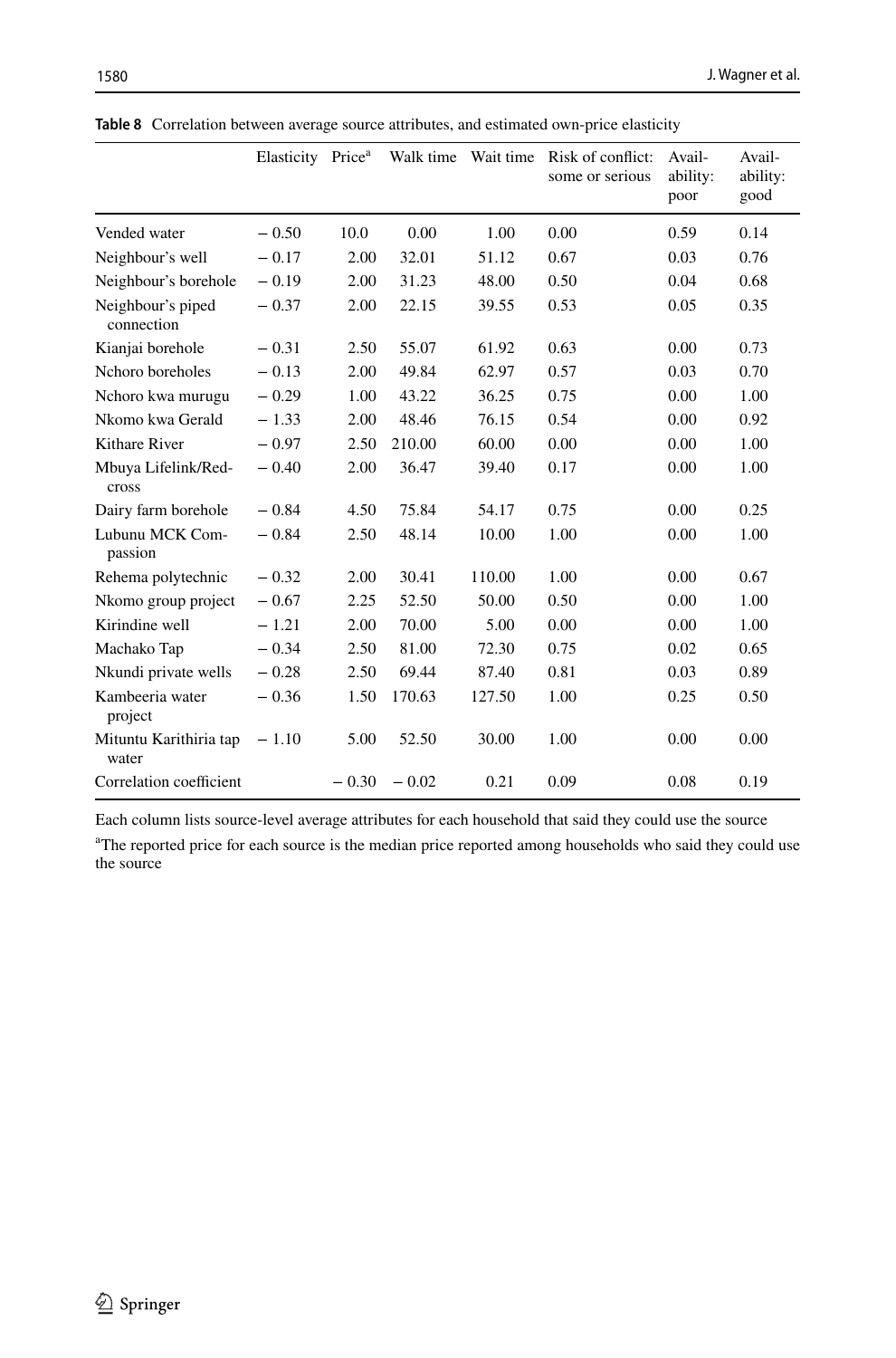**Table 8** Correlation between average source attributes, and estimated own-price elasticity

| | Elasticity | Price[a] | Walk time | Wait time | Risk of conflict: some or serious | Availability: poor | Availability: good |
|---|---|---|---|---|---|---|---|
| Vended water | − 0.50 | 10.0 | 0.00 | 1.00 | 0.00 | 0.59 | 0.14 |
| Neighbour's well | − 0.17 | 2.00 | 32.01 | 51.12 | 0.67 | 0.03 | 0.76 |
| Neighbour's borehole | − 0.19 | 2.00 | 31.23 | 48.00 | 0.50 | 0.04 | 0.68 |
| Neighbour's piped connection | − 0.37 | 2.00 | 22.15 | 39.55 | 0.53 | 0.05 | 0.35 |
| Kianjai borehole | − 0.31 | 2.50 | 55.07 | 61.92 | 0.63 | 0.00 | 0.73 |
| Nchoro boreholes | − 0.13 | 2.00 | 49.84 | 62.97 | 0.57 | 0.03 | 0.70 |
| Nchoro kwa murugu | − 0.29 | 1.00 | 43.22 | 36.25 | 0.75 | 0.00 | 1.00 |
| Nkomo kwa Gerald | − 1.33 | 2.00 | 48.46 | 76.15 | 0.54 | 0.00 | 0.92 |
| Kithare River | − 0.97 | 2.50 | 210.00 | 60.00 | 0.00 | 0.00 | 1.00 |
| Mbuya Lifelink/Redcross | − 0.40 | 2.00 | 36.47 | 39.40 | 0.17 | 0.00 | 1.00 |
| Dairy farm borehole | − 0.84 | 4.50 | 75.84 | 54.17 | 0.75 | 0.00 | 0.25 |
| Lubunu MCK Compassion | − 0.84 | 2.50 | 48.14 | 10.00 | 1.00 | 0.00 | 1.00 |
| Rehema polytechnic | − 0.32 | 2.00 | 30.41 | 110.00 | 1.00 | 0.00 | 0.67 |
| Nkomo group project | − 0.67 | 2.25 | 52.50 | 50.00 | 0.50 | 0.00 | 1.00 |
| Kirindine well | − 1.21 | 2.00 | 70.00 | 5.00 | 0.00 | 0.00 | 1.00 |
| Machako Tap | − 0.34 | 2.50 | 81.00 | 72.30 | 0.75 | 0.02 | 0.65 |
| Nkundi private wells | − 0.28 | 2.50 | 69.44 | 87.40 | 0.81 | 0.03 | 0.89 |
| Kambeeria water project | − 0.36 | 1.50 | 170.63 | 127.50 | 1.00 | 0.25 | 0.50 |
| Mituntu Karithiria tap water | − 1.10 | 5.00 | 52.50 | 30.00 | 1.00 | 0.00 | 0.00 |
| Correlation coefficient | | − 0.30 | − 0.02 | 0.21 | 0.09 | 0.08 | 0.19 |

Each column lists source-level average attributes for each household that said they could use the source

[a]The reported price for each source is the median price reported among households who said they could use the source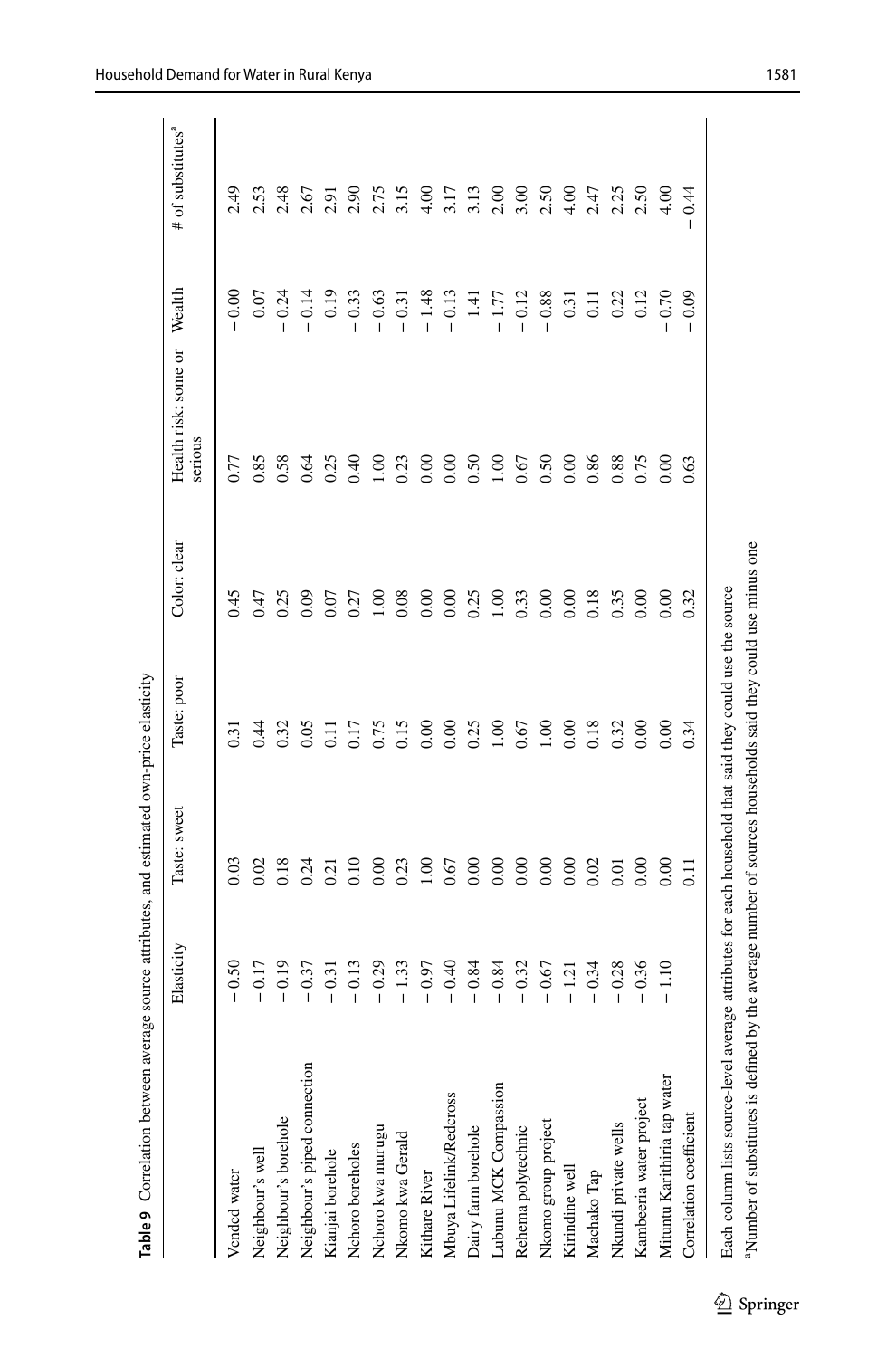**Table 9** Correlation between average source attributes, and estimated own-price elasticity

| | Elasticity | Taste: sweet | Taste: poor | Color: clear | Health risk: some or serious | Wealth | # of substitutes[a] |
|---|---|---|---|---|---|---|---|
| Vended water | − 0.50 | 0.03 | 0.31 | 0.45 | 0.77 | − 0.00 | 2.49 |
| Neighbour's well | − 0.17 | 0.02 | 0.44 | 0.47 | 0.85 | 0.07 | 2.53 |
| Neighbour's borehole | − 0.19 | 0.18 | 0.32 | 0.25 | 0.58 | − 0.24 | 2.48 |
| Neighbour's piped connection | − 0.37 | 0.24 | 0.05 | 0.09 | 0.64 | − 0.14 | 2.67 |
| Kianjai borehole | − 0.31 | 0.21 | 0.11 | 0.07 | 0.25 | 0.19 | 2.91 |
| Nchoro boreholes | − 0.13 | 0.10 | 0.17 | 0.27 | 0.40 | − 0.33 | 2.90 |
| Nchoro kwa murugu | − 0.29 | 0.00 | 0.75 | 1.00 | 1.00 | − 0.63 | 2.75 |
| Nkomo kwa Gerald | − 1.33 | 0.23 | 0.15 | 0.08 | 0.23 | − 0.31 | 3.15 |
| Kithare River | − 0.97 | 1.00 | 0.00 | 0.00 | 0.00 | − 1.48 | 4.00 |
| Mbuya Lifelink/Redcross | − 0.40 | 0.67 | 0.00 | 0.00 | 0.00 | − 0.13 | 3.17 |
| Dairy farm borehole | − 0.84 | 0.00 | 0.25 | 0.25 | 0.50 | 1.41 | 3.13 |
| Lubunu MCK Compassion | − 0.84 | 0.00 | 1.00 | 1.00 | 1.00 | − 1.77 | 2.00 |
| Rehema polytechnic | − 0.32 | 0.00 | 0.67 | 0.33 | 0.67 | − 0.12 | 3.00 |
| Nkomo group project | − 0.67 | 0.00 | 1.00 | 0.00 | 0.50 | − 0.88 | 2.50 |
| Kirindine well | − 1.21 | 0.00 | 0.00 | 0.00 | 0.00 | 0.31 | 4.00 |
| Machako Tap | − 0.34 | 0.02 | 0.18 | 0.18 | 0.86 | 0.11 | 2.47 |
| Nkundi private wells | − 0.28 | 0.01 | 0.32 | 0.35 | 0.88 | 0.22 | 2.25 |
| Kambeeria water project | − 0.36 | 0.00 | 0.00 | 0.00 | 0.75 | 0.12 | 2.50 |
| Mituntu Karithiria tap water | − 1.10 | 0.00 | 0.00 | 0.00 | 0.00 | − 0.70 | 4.00 |
| Correlation coefficient | | 0.11 | 0.34 | 0.32 | 0.63 | − 0.09 | − 0.44 |

Each column lists source-level average attributes for each household that said they could use the source

[a]Number of substitutes is defined by the average number of sources households said they could use minus one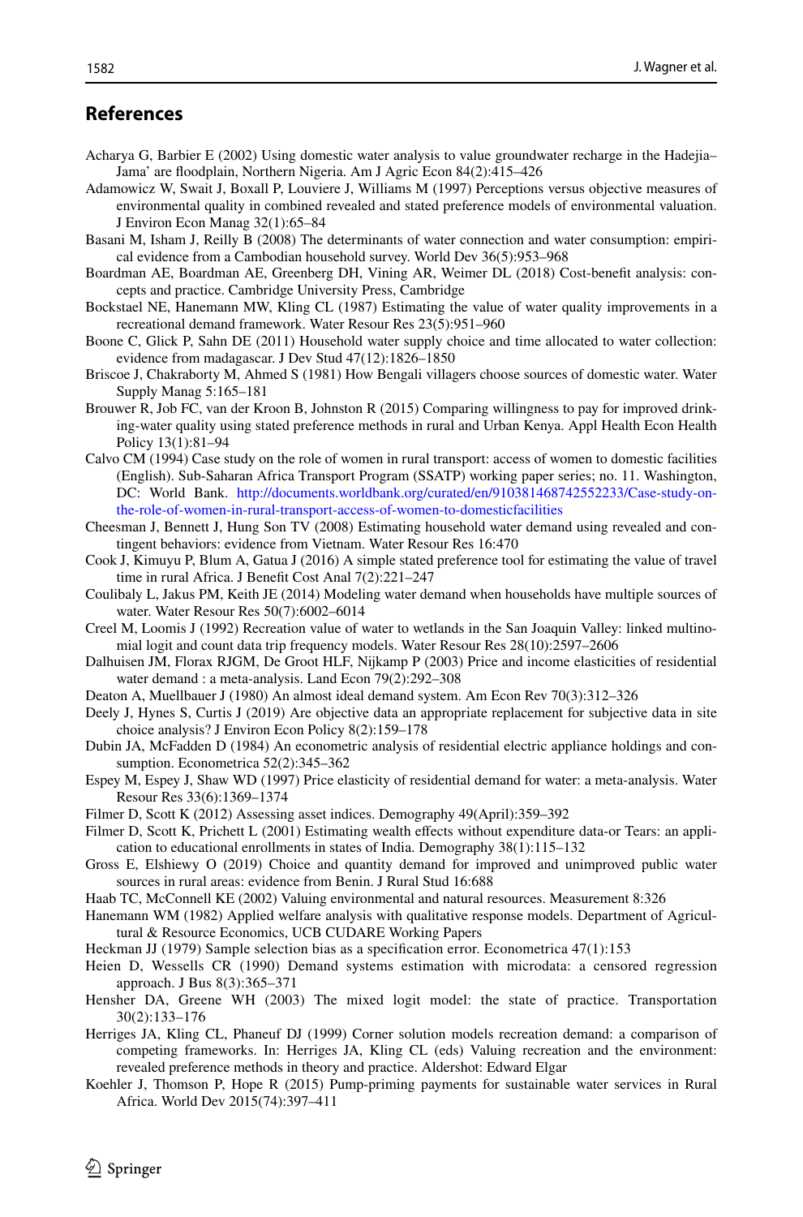## References

Acharya G, Barbier E (2002) Using domestic water analysis to value groundwater recharge in the Hadejia–Jama' are floodplain, Northern Nigeria. Am J Agric Econ 84(2):415–426

Adamowicz W, Swait J, Boxall P, Louviere J, Williams M (1997) Perceptions versus objective measures of environmental quality in combined revealed and stated preference models of environmental valuation. J Environ Econ Manag 32(1):65–84

Basani M, Isham J, Reilly B (2008) The determinants of water connection and water consumption: empirical evidence from a Cambodian household survey. World Dev 36(5):953–968

Boardman AE, Boardman AE, Greenberg DH, Vining AR, Weimer DL (2018) Cost-benefit analysis: concepts and practice. Cambridge University Press, Cambridge

Bockstael NE, Hanemann MW, Kling CL (1987) Estimating the value of water quality improvements in a recreational demand framework. Water Resour Res 23(5):951–960

Boone C, Glick P, Sahn DE (2011) Household water supply choice and time allocated to water collection: evidence from madagascar. J Dev Stud 47(12):1826–1850

Briscoe J, Chakraborty M, Ahmed S (1981) How Bengali villagers choose sources of domestic water. Water Supply Manag 5:165–181

Brouwer R, Job FC, van der Kroon B, Johnston R (2015) Comparing willingness to pay for improved drinking-water quality using stated preference methods in rural and Urban Kenya. Appl Health Econ Health Policy 13(1):81–94

Calvo CM (1994) Case study on the role of women in rural transport: access of women to domestic facilities (English). Sub-Saharan Africa Transport Program (SSATP) working paper series; no. 11. Washington, DC: World Bank. http://documents.worldbank.org/curated/en/910381468742552233/Case-study-on-the-role-of-women-in-rural-transport-access-of-women-to-domesticfacilities

Cheesman J, Bennett J, Hung Son TV (2008) Estimating household water demand using revealed and contingent behaviors: evidence from Vietnam. Water Resour Res 16:470

Cook J, Kimuyu P, Blum A, Gatua J (2016) A simple stated preference tool for estimating the value of travel time in rural Africa. J Benefit Cost Anal 7(2):221–247

Coulibaly L, Jakus PM, Keith JE (2014) Modeling water demand when households have multiple sources of water. Water Resour Res 50(7):6002–6014

Creel M, Loomis J (1992) Recreation value of water to wetlands in the San Joaquin Valley: linked multinomial logit and count data trip frequency models. Water Resour Res 28(10):2597–2606

Dalhuisen JM, Florax RJGM, De Groot HLF, Nijkamp P (2003) Price and income elasticities of residential water demand : a meta-analysis. Land Econ 79(2):292–308

Deaton A, Muellbauer J (1980) An almost ideal demand system. Am Econ Rev 70(3):312–326

Deely J, Hynes S, Curtis J (2019) Are objective data an appropriate replacement for subjective data in site choice analysis? J Environ Econ Policy 8(2):159–178

Dubin JA, McFadden D (1984) An econometric analysis of residential electric appliance holdings and consumption. Econometrica 52(2):345–362

Espey M, Espey J, Shaw WD (1997) Price elasticity of residential demand for water: a meta-analysis. Water Resour Res 33(6):1369–1374

Filmer D, Scott K (2012) Assessing asset indices. Demography 49(April):359–392

Filmer D, Scott K, Prichett L (2001) Estimating wealth effects without expenditure data-or Tears: an application to educational enrollments in states of India. Demography 38(1):115–132

Gross E, Elshiewy O (2019) Choice and quantity demand for improved and unimproved public water sources in rural areas: evidence from Benin. J Rural Stud 16:688

Haab TC, McConnell KE (2002) Valuing environmental and natural resources. Measurement 8:326

Hanemann WM (1982) Applied welfare analysis with qualitative response models. Department of Agricultural & Resource Economics, UCB CUDARE Working Papers

Heckman JJ (1979) Sample selection bias as a specification error. Econometrica 47(1):153

Heien D, Wessells CR (1990) Demand systems estimation with microdata: a censored regression approach. J Bus 8(3):365–371

Hensher DA, Greene WH (2003) The mixed logit model: the state of practice. Transportation 30(2):133–176

Herriges JA, Kling CL, Phaneuf DJ (1999) Corner solution models recreation demand: a comparison of competing frameworks. In: Herriges JA, Kling CL (eds) Valuing recreation and the environment: revealed preference methods in theory and practice. Aldershot: Edward Elgar

Koehler J, Thomson P, Hope R (2015) Pump-priming payments for sustainable water services in Rural Africa. World Dev 2015(74):397–411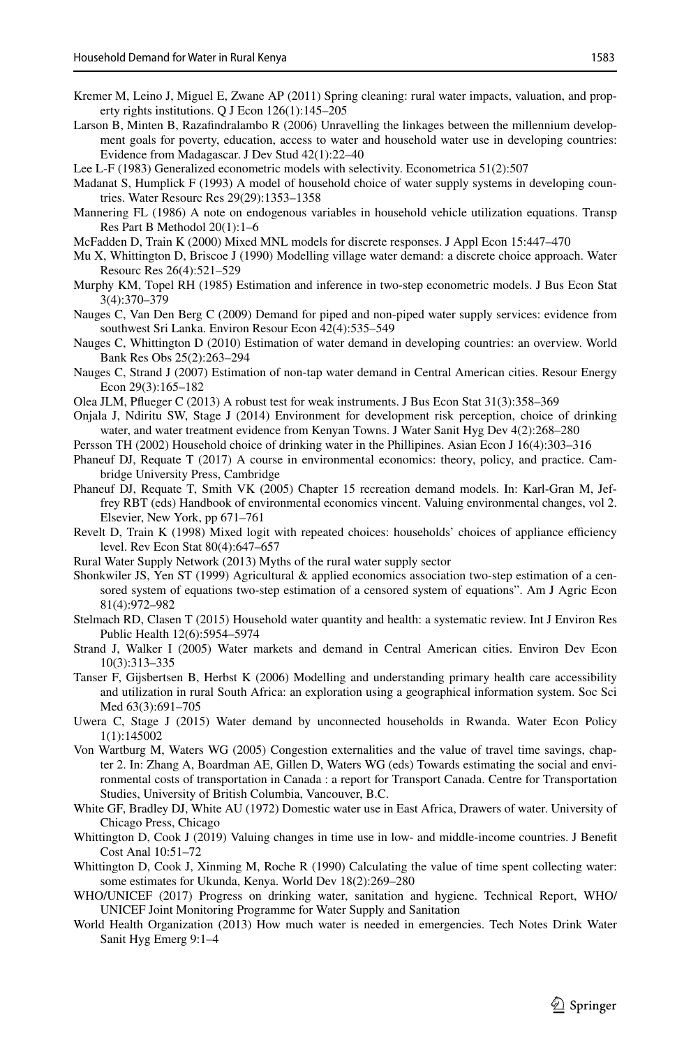Kremer M, Leino J, Miguel E, Zwane AP (2011) Spring cleaning: rural water impacts, valuation, and property rights institutions. Q J Econ 126(1):145–205

Larson B, Minten B, Razafindralambo R (2006) Unravelling the linkages between the millennium development goals for poverty, education, access to water and household water use in developing countries: Evidence from Madagascar. J Dev Stud 42(1):22–40

Lee L-F (1983) Generalized econometric models with selectivity. Econometrica 51(2):507

Madanat S, Humplick F (1993) A model of household choice of water supply systems in developing countries. Water Resourc Res 29(29):1353–1358

Mannering FL (1986) A note on endogenous variables in household vehicle utilization equations. Transp Res Part B Methodol 20(1):1–6

McFadden D, Train K (2000) Mixed MNL models for discrete responses. J Appl Econ 15:447–470

Mu X, Whittington D, Briscoe J (1990) Modelling village water demand: a discrete choice approach. Water Resourc Res 26(4):521–529

Murphy KM, Topel RH (1985) Estimation and inference in two-step econometric models. J Bus Econ Stat 3(4):370–379

Nauges C, Van Den Berg C (2009) Demand for piped and non-piped water supply services: evidence from southwest Sri Lanka. Environ Resour Econ 42(4):535–549

Nauges C, Whittington D (2010) Estimation of water demand in developing countries: an overview. World Bank Res Obs 25(2):263–294

Nauges C, Strand J (2007) Estimation of non-tap water demand in Central American cities. Resour Energy Econ 29(3):165–182

Olea JLM, Pflueger C (2013) A robust test for weak instruments. J Bus Econ Stat 31(3):358–369

Onjala J, Ndiritu SW, Stage J (2014) Environment for development risk perception, choice of drinking water, and water treatment evidence from Kenyan Towns. J Water Sanit Hyg Dev 4(2):268–280

Persson TH (2002) Household choice of drinking water in the Phillipines. Asian Econ J 16(4):303–316

Phaneuf DJ, Requate T (2017) A course in environmental economics: theory, policy, and practice. Cambridge University Press, Cambridge

Phaneuf DJ, Requate T, Smith VK (2005) Chapter 15 recreation demand models. In: Karl-Gran M, Jeffrey RBT (eds) Handbook of environmental economics vincent. Valuing environmental changes, vol 2. Elsevier, New York, pp 671–761

Revelt D, Train K (1998) Mixed logit with repeated choices: households' choices of appliance efficiency level. Rev Econ Stat 80(4):647–657

Rural Water Supply Network (2013) Myths of the rural water supply sector

Shonkwiler JS, Yen ST (1999) Agricultural & applied economics association two-step estimation of a censored system of equations two-step estimation of a censored system of equations". Am J Agric Econ 81(4):972–982

Stelmach RD, Clasen T (2015) Household water quantity and health: a systematic review. Int J Environ Res Public Health 12(6):5954–5974

Strand J, Walker I (2005) Water markets and demand in Central American cities. Environ Dev Econ 10(3):313–335

Tanser F, Gijsbertsen B, Herbst K (2006) Modelling and understanding primary health care accessibility and utilization in rural South Africa: an exploration using a geographical information system. Soc Sci Med 63(3):691–705

Uwera C, Stage J (2015) Water demand by unconnected households in Rwanda. Water Econ Policy 1(1):145002

Von Wartburg M, Waters WG (2005) Congestion externalities and the value of travel time savings, chapter 2. In: Zhang A, Boardman AE, Gillen D, Waters WG (eds) Towards estimating the social and environmental costs of transportation in Canada : a report for Transport Canada. Centre for Transportation Studies, University of British Columbia, Vancouver, B.C.

White GF, Bradley DJ, White AU (1972) Domestic water use in East Africa, Drawers of water. University of Chicago Press, Chicago

Whittington D, Cook J (2019) Valuing changes in time use in low- and middle-income countries. J Benefit Cost Anal 10:51–72

Whittington D, Cook J, Xinming M, Roche R (1990) Calculating the value of time spent collecting water: some estimates for Ukunda, Kenya. World Dev 18(2):269–280

WHO/UNICEF (2017) Progress on drinking water, sanitation and hygiene. Technical Report, WHO/UNICEF Joint Monitoring Programme for Water Supply and Sanitation

World Health Organization (2013) How much water is needed in emergencies. Tech Notes Drink Water Sanit Hyg Emerg 9:1–4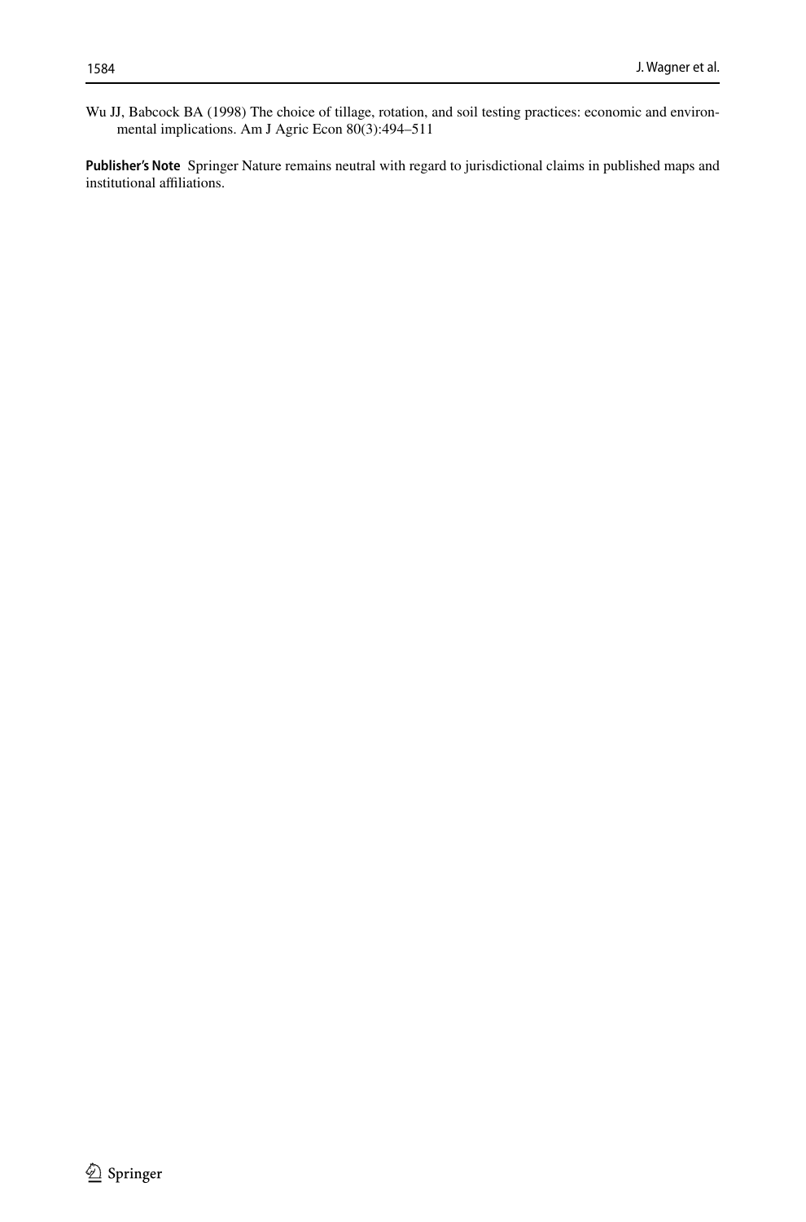Wu JJ, Babcock BA (1998) The choice of tillage, rotation, and soil testing practices: economic and environmental implications. Am J Agric Econ 80(3):494–511

**Publisher's Note** Springer Nature remains neutral with regard to jurisdictional claims in published maps and institutional affiliations.